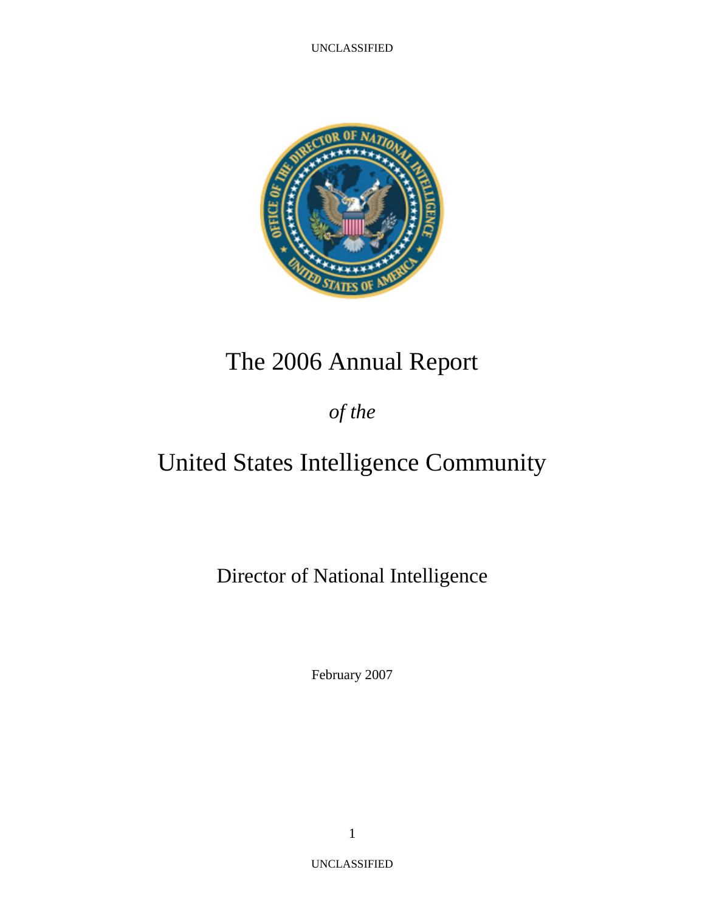UNCLASSIFIED

# The 2006 Annual Report

*of the*

# United States Intelligence Community

Director of National Intelligence

February 2007

UNCLASSIFIED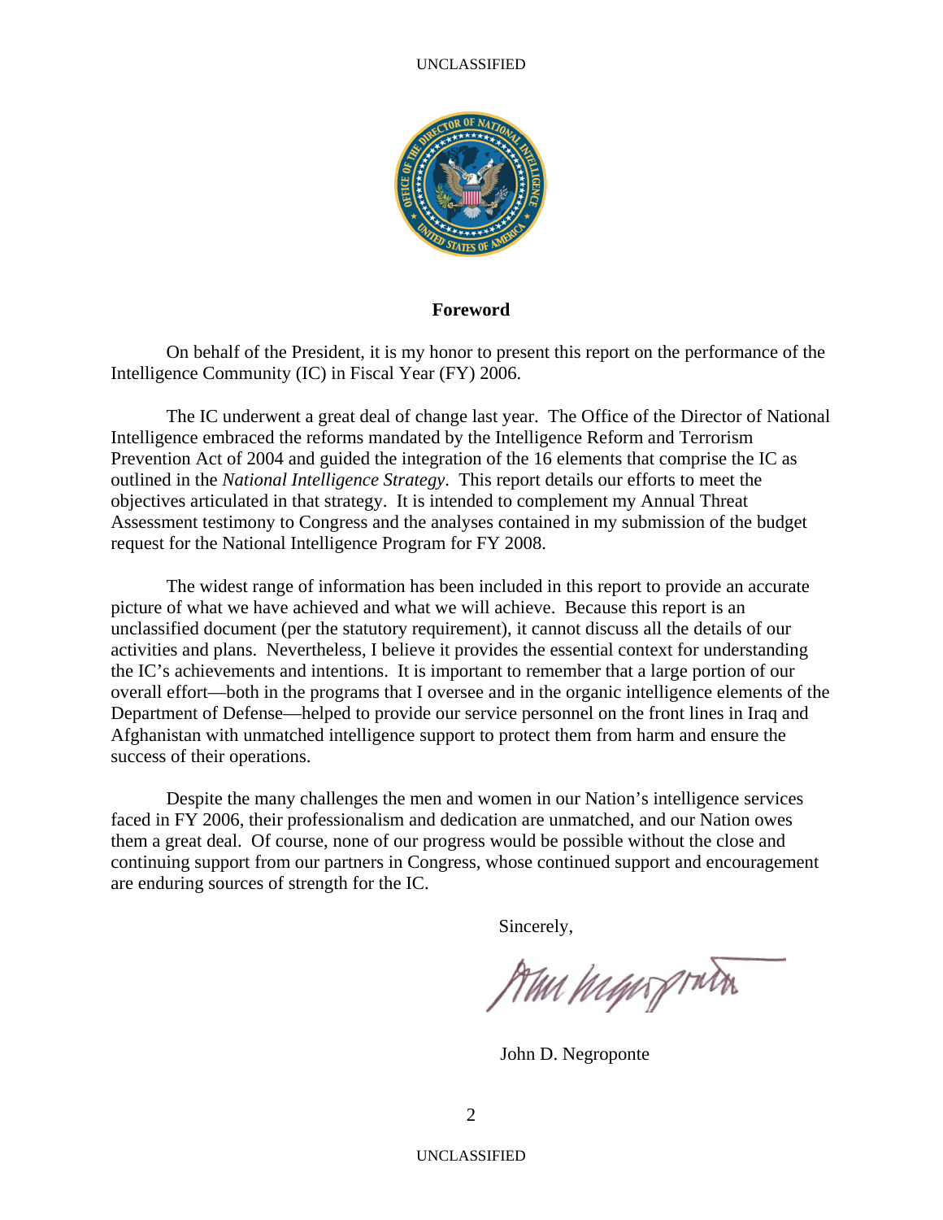## Foreword

On behalf of the President, it is my honor to present this report on the performance of the Intelligence Community (IC) in Fiscal Year (FY) 2006.

The IC underwent a great deal of change last year. The Office of the Director of National Intelligence embraced the reforms mandated by the Intelligence Reform and Terrorism Prevention Act of 2004 and guided the integration of the 16 elements that comprise the IC as outlined in the *National Intelligence Strategy*. This report details our efforts to meet the objectives articulated in that strategy. It is intended to complement my Annual Threat Assessment testimony to Congress and the analyses contained in my submission of the budget request for the National Intelligence Program for FY 2008.

The widest range of information has been included in this report to provide an accurate picture of what we have achieved and what we will achieve. Because this report is an unclassified document (per the statutory requirement), it cannot discuss all the details of our activities and plans. Nevertheless, I believe it provides the essential context for understanding the IC's achievements and intentions. It is important to remember that a large portion of our overall effort—both in the programs that I oversee and in the organic intelligence elements of the Department of Defense—helped to provide our service personnel on the front lines in Iraq and Afghanistan with unmatched intelligence support to protect them from harm and ensure the success of their operations.

Despite the many challenges the men and women in our Nation's intelligence services faced in FY 2006, their professionalism and dedication are unmatched, and our Nation owes them a great deal. Of course, none of our progress would be possible without the close and continuing support from our partners in Congress, whose continued support and encouragement are enduring sources of strength for the IC.

Sincerely,

John D. Negroponte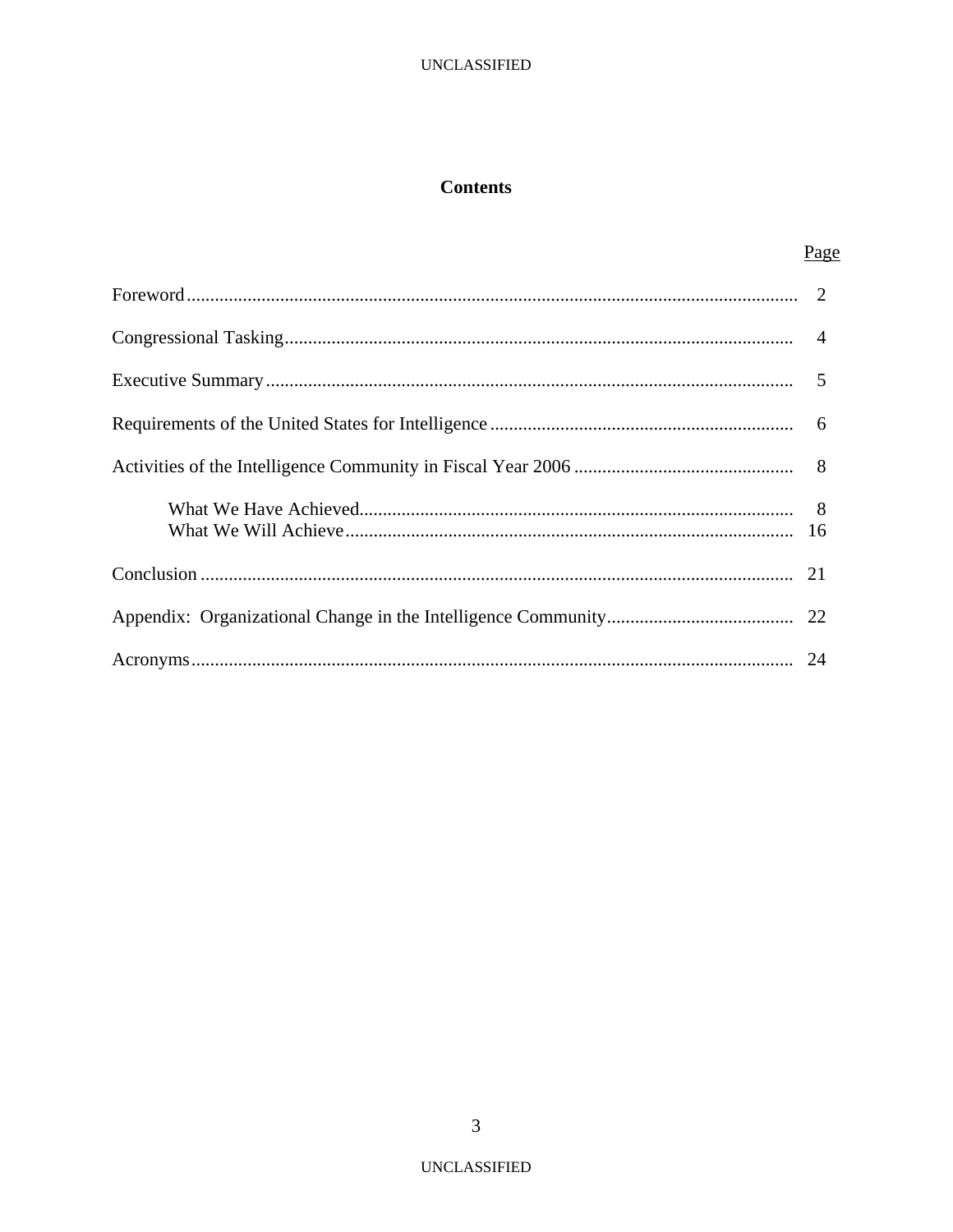# Contents

| | Page |
|---|---|
| Foreword | 2 |
| Congressional Tasking | 4 |
| Executive Summary | 5 |
| Requirements of the United States for Intelligence | 6 |
| Activities of the Intelligence Community in Fiscal Year 2006 | 8 |
| What We Have Achieved | 8 |
| What We Will Achieve | 16 |
| Conclusion | 21 |
| Appendix: Organizational Change in the Intelligence Community | 22 |
| Acronyms | 24 |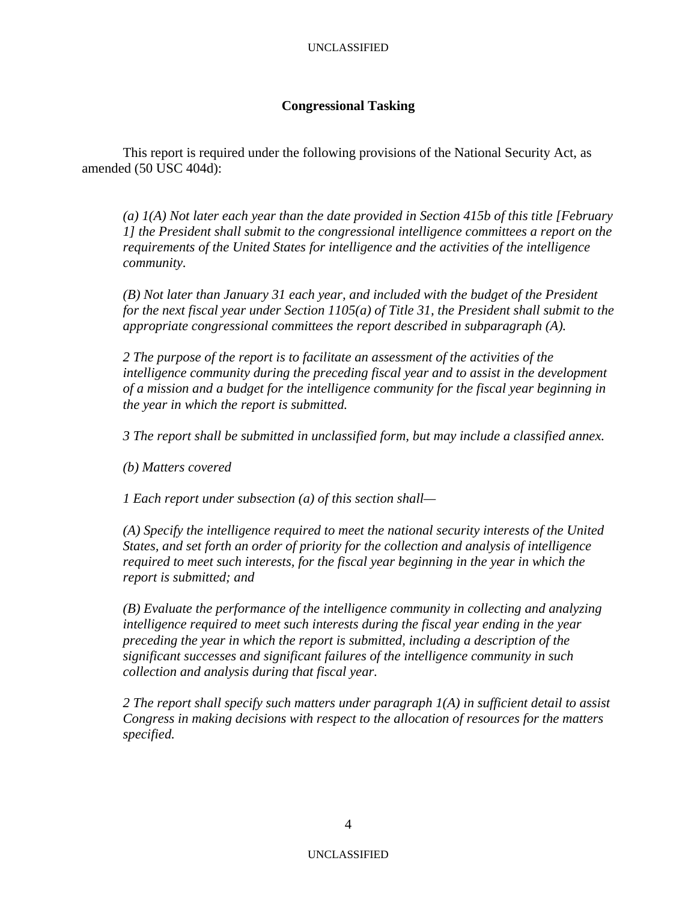## Congressional Tasking

This report is required under the following provisions of the National Security Act, as amended (50 USC 404d):

*(a) 1(A) Not later each year than the date provided in Section 415b of this title [February 1] the President shall submit to the congressional intelligence committees a report on the requirements of the United States for intelligence and the activities of the intelligence community.*

*(B) Not later than January 31 each year, and included with the budget of the President for the next fiscal year under Section 1105(a) of Title 31, the President shall submit to the appropriate congressional committees the report described in subparagraph (A).*

*2 The purpose of the report is to facilitate an assessment of the activities of the intelligence community during the preceding fiscal year and to assist in the development of a mission and a budget for the intelligence community for the fiscal year beginning in the year in which the report is submitted.*

*3 The report shall be submitted in unclassified form, but may include a classified annex.*

*(b) Matters covered*

*1 Each report under subsection (a) of this section shall—*

*(A) Specify the intelligence required to meet the national security interests of the United States, and set forth an order of priority for the collection and analysis of intelligence required to meet such interests, for the fiscal year beginning in the year in which the report is submitted; and*

*(B) Evaluate the performance of the intelligence community in collecting and analyzing intelligence required to meet such interests during the fiscal year ending in the year preceding the year in which the report is submitted, including a description of the significant successes and significant failures of the intelligence community in such collection and analysis during that fiscal year.*

*2 The report shall specify such matters under paragraph 1(A) in sufficient detail to assist Congress in making decisions with respect to the allocation of resources for the matters specified.*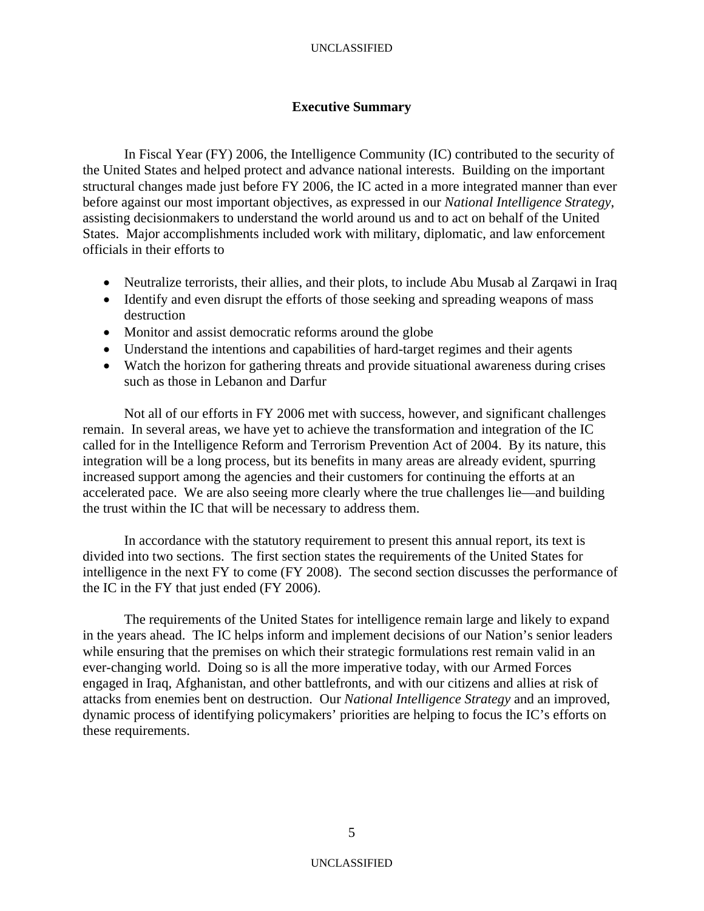## Executive Summary

In Fiscal Year (FY) 2006, the Intelligence Community (IC) contributed to the security of the United States and helped protect and advance national interests. Building on the important structural changes made just before FY 2006, the IC acted in a more integrated manner than ever before against our most important objectives, as expressed in our *National Intelligence Strategy*, assisting decisionmakers to understand the world around us and to act on behalf of the United States. Major accomplishments included work with military, diplomatic, and law enforcement officials in their efforts to

- Neutralize terrorists, their allies, and their plots, to include Abu Musab al Zarqawi in Iraq
- Identify and even disrupt the efforts of those seeking and spreading weapons of mass destruction
- Monitor and assist democratic reforms around the globe
- Understand the intentions and capabilities of hard-target regimes and their agents
- Watch the horizon for gathering threats and provide situational awareness during crises such as those in Lebanon and Darfur

Not all of our efforts in FY 2006 met with success, however, and significant challenges remain. In several areas, we have yet to achieve the transformation and integration of the IC called for in the Intelligence Reform and Terrorism Prevention Act of 2004. By its nature, this integration will be a long process, but its benefits in many areas are already evident, spurring increased support among the agencies and their customers for continuing the efforts at an accelerated pace. We are also seeing more clearly where the true challenges lie—and building the trust within the IC that will be necessary to address them.

In accordance with the statutory requirement to present this annual report, its text is divided into two sections. The first section states the requirements of the United States for intelligence in the next FY to come (FY 2008). The second section discusses the performance of the IC in the FY that just ended (FY 2006).

The requirements of the United States for intelligence remain large and likely to expand in the years ahead. The IC helps inform and implement decisions of our Nation's senior leaders while ensuring that the premises on which their strategic formulations rest remain valid in an ever-changing world. Doing so is all the more imperative today, with our Armed Forces engaged in Iraq, Afghanistan, and other battlefronts, and with our citizens and allies at risk of attacks from enemies bent on destruction. Our *National Intelligence Strategy* and an improved, dynamic process of identifying policymakers' priorities are helping to focus the IC's efforts on these requirements.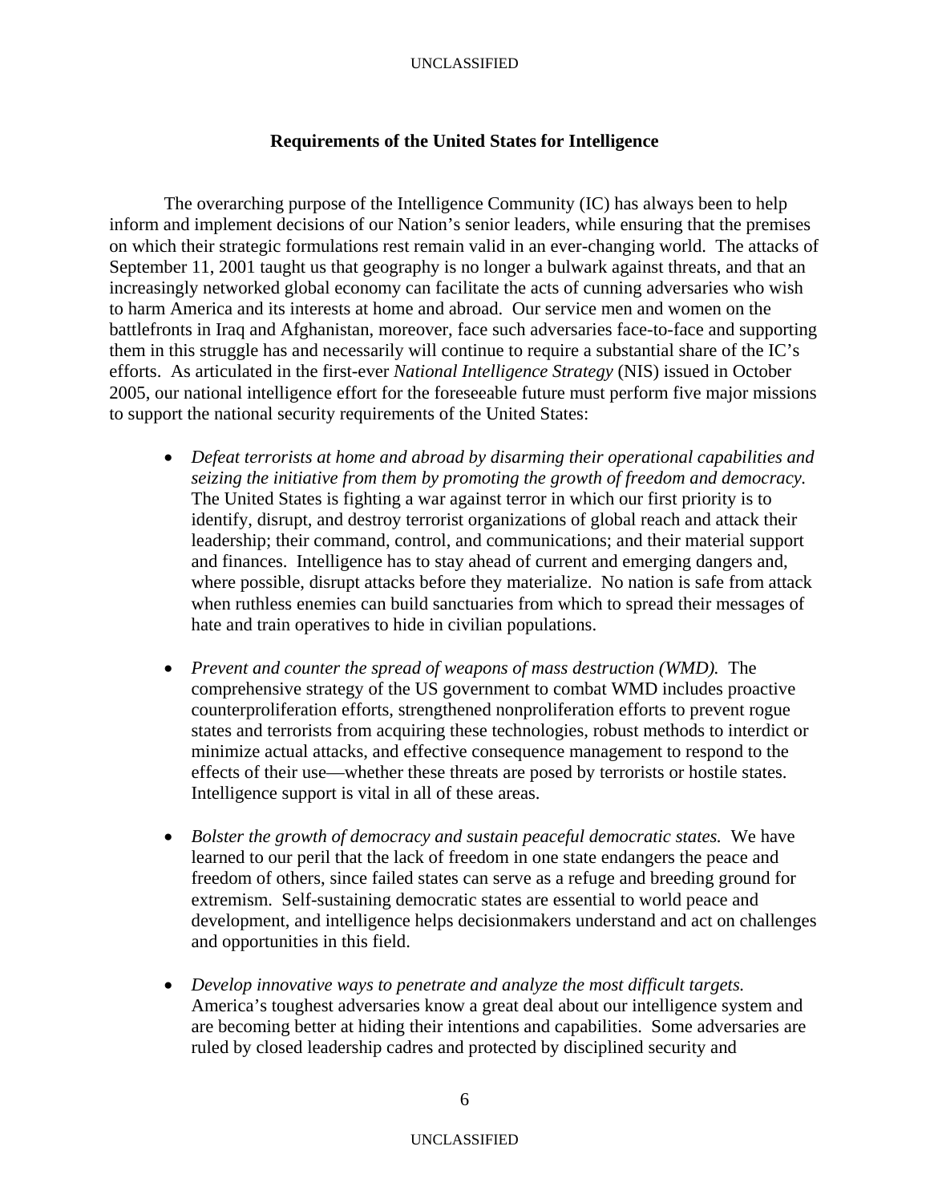## Requirements of the United States for Intelligence

The overarching purpose of the Intelligence Community (IC) has always been to help inform and implement decisions of our Nation's senior leaders, while ensuring that the premises on which their strategic formulations rest remain valid in an ever-changing world. The attacks of September 11, 2001 taught us that geography is no longer a bulwark against threats, and that an increasingly networked global economy can facilitate the acts of cunning adversaries who wish to harm America and its interests at home and abroad. Our service men and women on the battlefronts in Iraq and Afghanistan, moreover, face such adversaries face-to-face and supporting them in this struggle has and necessarily will continue to require a substantial share of the IC's efforts. As articulated in the first-ever *National Intelligence Strategy* (NIS) issued in October 2005, our national intelligence effort for the foreseeable future must perform five major missions to support the national security requirements of the United States:

- *Defeat terrorists at home and abroad by disarming their operational capabilities and seizing the initiative from them by promoting the growth of freedom and democracy.* The United States is fighting a war against terror in which our first priority is to identify, disrupt, and destroy terrorist organizations of global reach and attack their leadership; their command, control, and communications; and their material support and finances. Intelligence has to stay ahead of current and emerging dangers and, where possible, disrupt attacks before they materialize. No nation is safe from attack when ruthless enemies can build sanctuaries from which to spread their messages of hate and train operatives to hide in civilian populations.

- *Prevent and counter the spread of weapons of mass destruction (WMD).* The comprehensive strategy of the US government to combat WMD includes proactive counterproliferation efforts, strengthened nonproliferation efforts to prevent rogue states and terrorists from acquiring these technologies, robust methods to interdict or minimize actual attacks, and effective consequence management to respond to the effects of their use—whether these threats are posed by terrorists or hostile states. Intelligence support is vital in all of these areas.

- *Bolster the growth of democracy and sustain peaceful democratic states.* We have learned to our peril that the lack of freedom in one state endangers the peace and freedom of others, since failed states can serve as a refuge and breeding ground for extremism. Self-sustaining democratic states are essential to world peace and development, and intelligence helps decisionmakers understand and act on challenges and opportunities in this field.

- *Develop innovative ways to penetrate and analyze the most difficult targets.* America's toughest adversaries know a great deal about our intelligence system and are becoming better at hiding their intentions and capabilities. Some adversaries are ruled by closed leadership cadres and protected by disciplined security and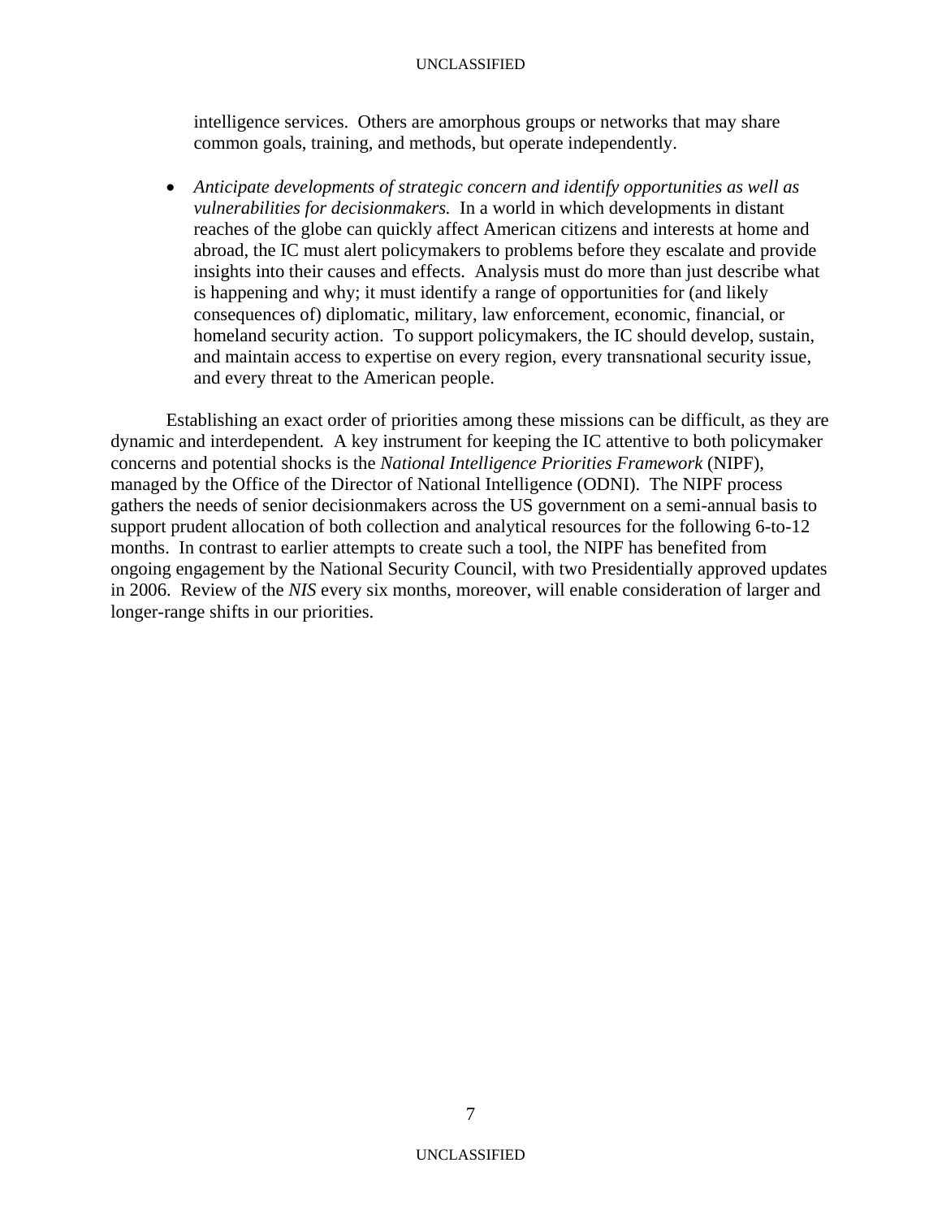intelligence services. Others are amorphous groups or networks that may share common goals, training, and methods, but operate independently.

- *Anticipate developments of strategic concern and identify opportunities as well as vulnerabilities for decisionmakers.* In a world in which developments in distant reaches of the globe can quickly affect American citizens and interests at home and abroad, the IC must alert policymakers to problems before they escalate and provide insights into their causes and effects. Analysis must do more than just describe what is happening and why; it must identify a range of opportunities for (and likely consequences of) diplomatic, military, law enforcement, economic, financial, or homeland security action. To support policymakers, the IC should develop, sustain, and maintain access to expertise on every region, every transnational security issue, and every threat to the American people.

Establishing an exact order of priorities among these missions can be difficult, as they are dynamic and interdependent. A key instrument for keeping the IC attentive to both policymaker concerns and potential shocks is the *National Intelligence Priorities Framework* (NIPF), managed by the Office of the Director of National Intelligence (ODNI). The NIPF process gathers the needs of senior decisionmakers across the US government on a semi-annual basis to support prudent allocation of both collection and analytical resources for the following 6-to-12 months. In contrast to earlier attempts to create such a tool, the NIPF has benefited from ongoing engagement by the National Security Council, with two Presidentially approved updates in 2006. Review of the *NIS* every six months, moreover, will enable consideration of larger and longer-range shifts in our priorities.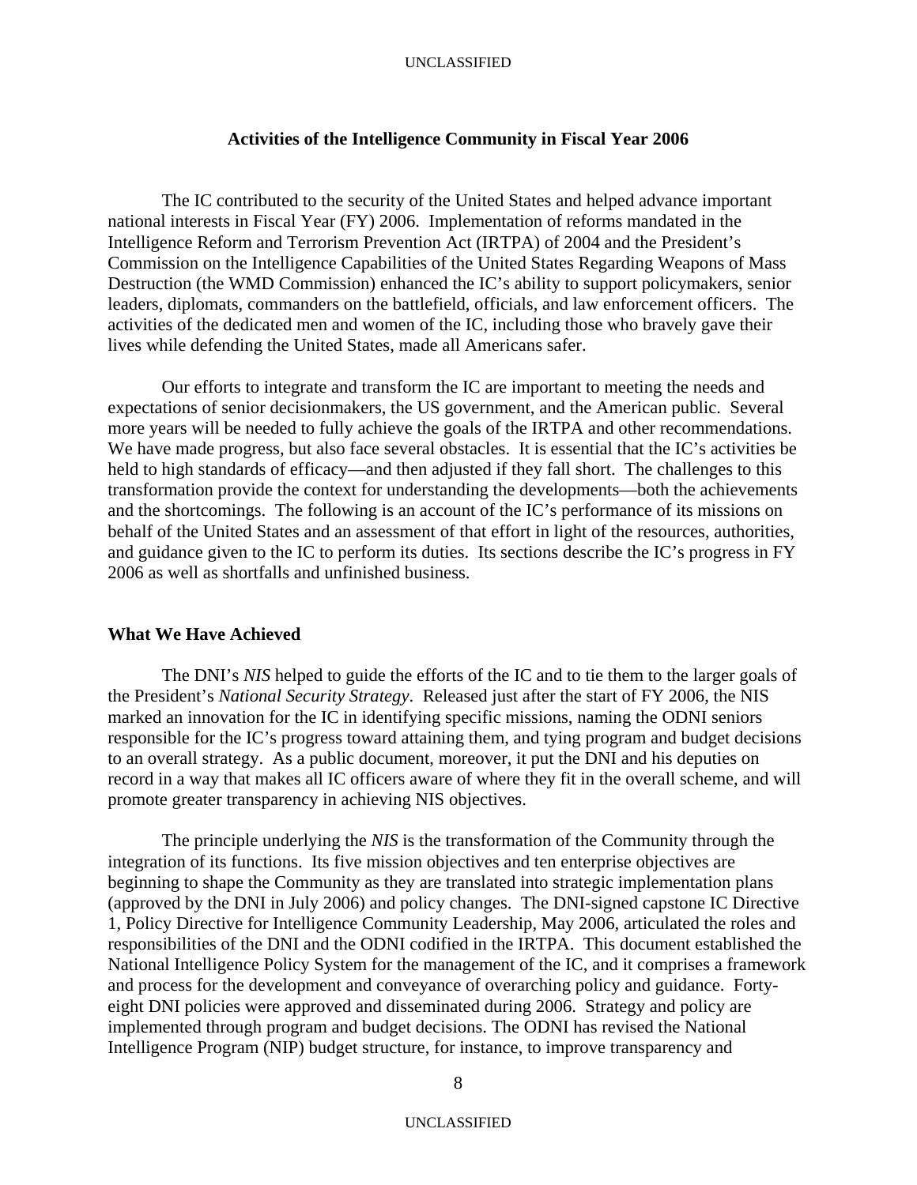## Activities of the Intelligence Community in Fiscal Year 2006

The IC contributed to the security of the United States and helped advance important national interests in Fiscal Year (FY) 2006. Implementation of reforms mandated in the Intelligence Reform and Terrorism Prevention Act (IRTPA) of 2004 and the President's Commission on the Intelligence Capabilities of the United States Regarding Weapons of Mass Destruction (the WMD Commission) enhanced the IC's ability to support policymakers, senior leaders, diplomats, commanders on the battlefield, officials, and law enforcement officers. The activities of the dedicated men and women of the IC, including those who bravely gave their lives while defending the United States, made all Americans safer.

Our efforts to integrate and transform the IC are important to meeting the needs and expectations of senior decisionmakers, the US government, and the American public. Several more years will be needed to fully achieve the goals of the IRTPA and other recommendations. We have made progress, but also face several obstacles. It is essential that the IC's activities be held to high standards of efficacy—and then adjusted if they fall short. The challenges to this transformation provide the context for understanding the developments—both the achievements and the shortcomings. The following is an account of the IC's performance of its missions on behalf of the United States and an assessment of that effort in light of the resources, authorities, and guidance given to the IC to perform its duties. Its sections describe the IC's progress in FY 2006 as well as shortfalls and unfinished business.

### What We Have Achieved

The DNI's *NIS* helped to guide the efforts of the IC and to tie them to the larger goals of the President's *National Security Strategy*. Released just after the start of FY 2006, the NIS marked an innovation for the IC in identifying specific missions, naming the ODNI seniors responsible for the IC's progress toward attaining them, and tying program and budget decisions to an overall strategy. As a public document, moreover, it put the DNI and his deputies on record in a way that makes all IC officers aware of where they fit in the overall scheme, and will promote greater transparency in achieving NIS objectives.

The principle underlying the *NIS* is the transformation of the Community through the integration of its functions. Its five mission objectives and ten enterprise objectives are beginning to shape the Community as they are translated into strategic implementation plans (approved by the DNI in July 2006) and policy changes. The DNI-signed capstone IC Directive 1, Policy Directive for Intelligence Community Leadership, May 2006, articulated the roles and responsibilities of the DNI and the ODNI codified in the IRTPA. This document established the National Intelligence Policy System for the management of the IC, and it comprises a framework and process for the development and conveyance of overarching policy and guidance. Forty-eight DNI policies were approved and disseminated during 2006. Strategy and policy are implemented through program and budget decisions. The ODNI has revised the National Intelligence Program (NIP) budget structure, for instance, to improve transparency and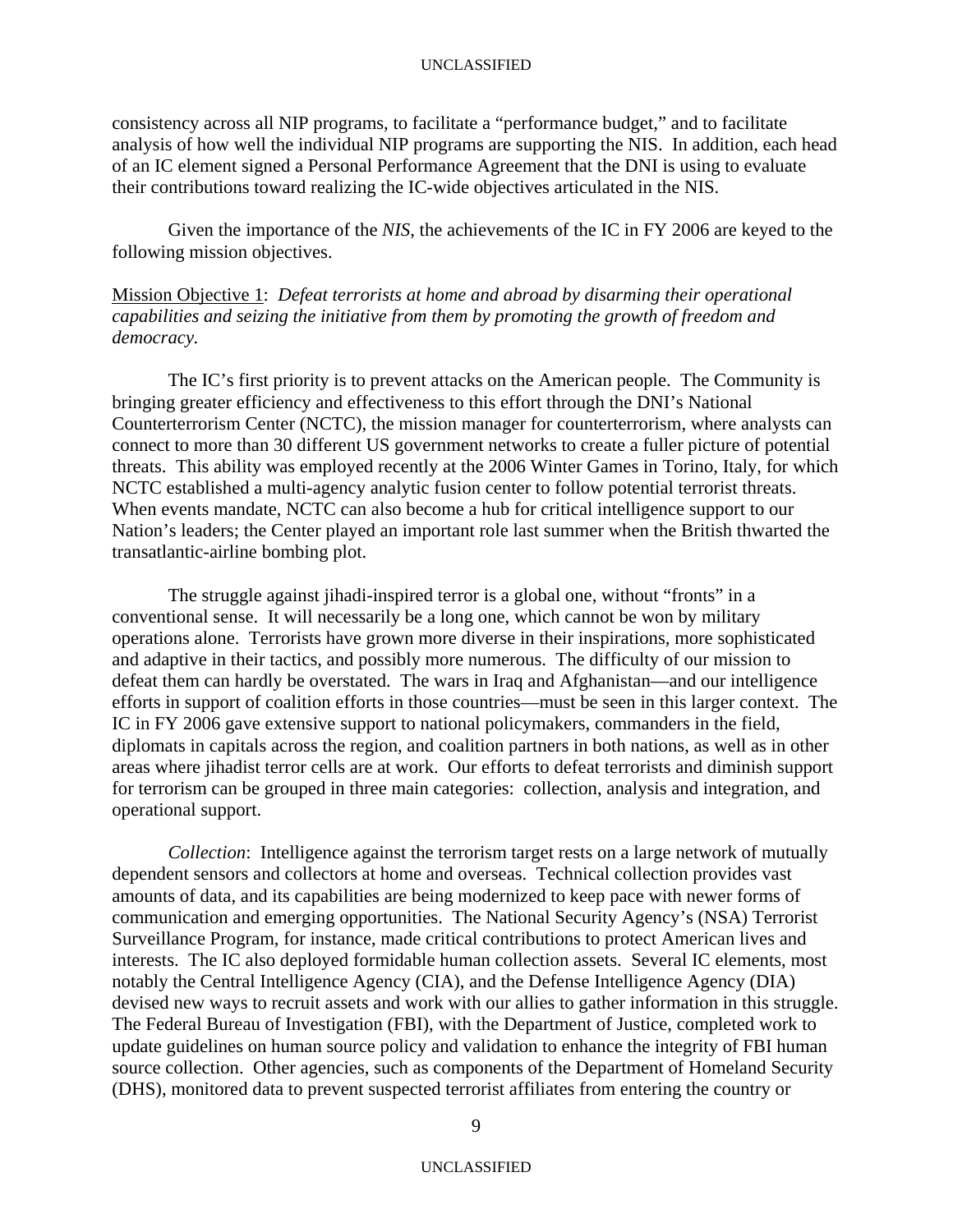consistency across all NIP programs, to facilitate a "performance budget," and to facilitate analysis of how well the individual NIP programs are supporting the NIS. In addition, each head of an IC element signed a Personal Performance Agreement that the DNI is using to evaluate their contributions toward realizing the IC-wide objectives articulated in the NIS.

Given the importance of the *NIS*, the achievements of the IC in FY 2006 are keyed to the following mission objectives.

<u>Mission Objective 1</u>: *Defeat terrorists at home and abroad by disarming their operational capabilities and seizing the initiative from them by promoting the growth of freedom and democracy.*

The IC's first priority is to prevent attacks on the American people. The Community is bringing greater efficiency and effectiveness to this effort through the DNI's National Counterterrorism Center (NCTC), the mission manager for counterterrorism, where analysts can connect to more than 30 different US government networks to create a fuller picture of potential threats. This ability was employed recently at the 2006 Winter Games in Torino, Italy, for which NCTC established a multi-agency analytic fusion center to follow potential terrorist threats. When events mandate, NCTC can also become a hub for critical intelligence support to our Nation's leaders; the Center played an important role last summer when the British thwarted the transatlantic-airline bombing plot.

The struggle against jihadi-inspired terror is a global one, without "fronts" in a conventional sense. It will necessarily be a long one, which cannot be won by military operations alone. Terrorists have grown more diverse in their inspirations, more sophisticated and adaptive in their tactics, and possibly more numerous. The difficulty of our mission to defeat them can hardly be overstated. The wars in Iraq and Afghanistan—and our intelligence efforts in support of coalition efforts in those countries—must be seen in this larger context. The IC in FY 2006 gave extensive support to national policymakers, commanders in the field, diplomats in capitals across the region, and coalition partners in both nations, as well as in other areas where jihadist terror cells are at work. Our efforts to defeat terrorists and diminish support for terrorism can be grouped in three main categories: collection, analysis and integration, and operational support.

*Collection*: Intelligence against the terrorism target rests on a large network of mutually dependent sensors and collectors at home and overseas. Technical collection provides vast amounts of data, and its capabilities are being modernized to keep pace with newer forms of communication and emerging opportunities. The National Security Agency's (NSA) Terrorist Surveillance Program, for instance, made critical contributions to protect American lives and interests. The IC also deployed formidable human collection assets. Several IC elements, most notably the Central Intelligence Agency (CIA), and the Defense Intelligence Agency (DIA) devised new ways to recruit assets and work with our allies to gather information in this struggle. The Federal Bureau of Investigation (FBI), with the Department of Justice, completed work to update guidelines on human source policy and validation to enhance the integrity of FBI human source collection. Other agencies, such as components of the Department of Homeland Security (DHS), monitored data to prevent suspected terrorist affiliates from entering the country or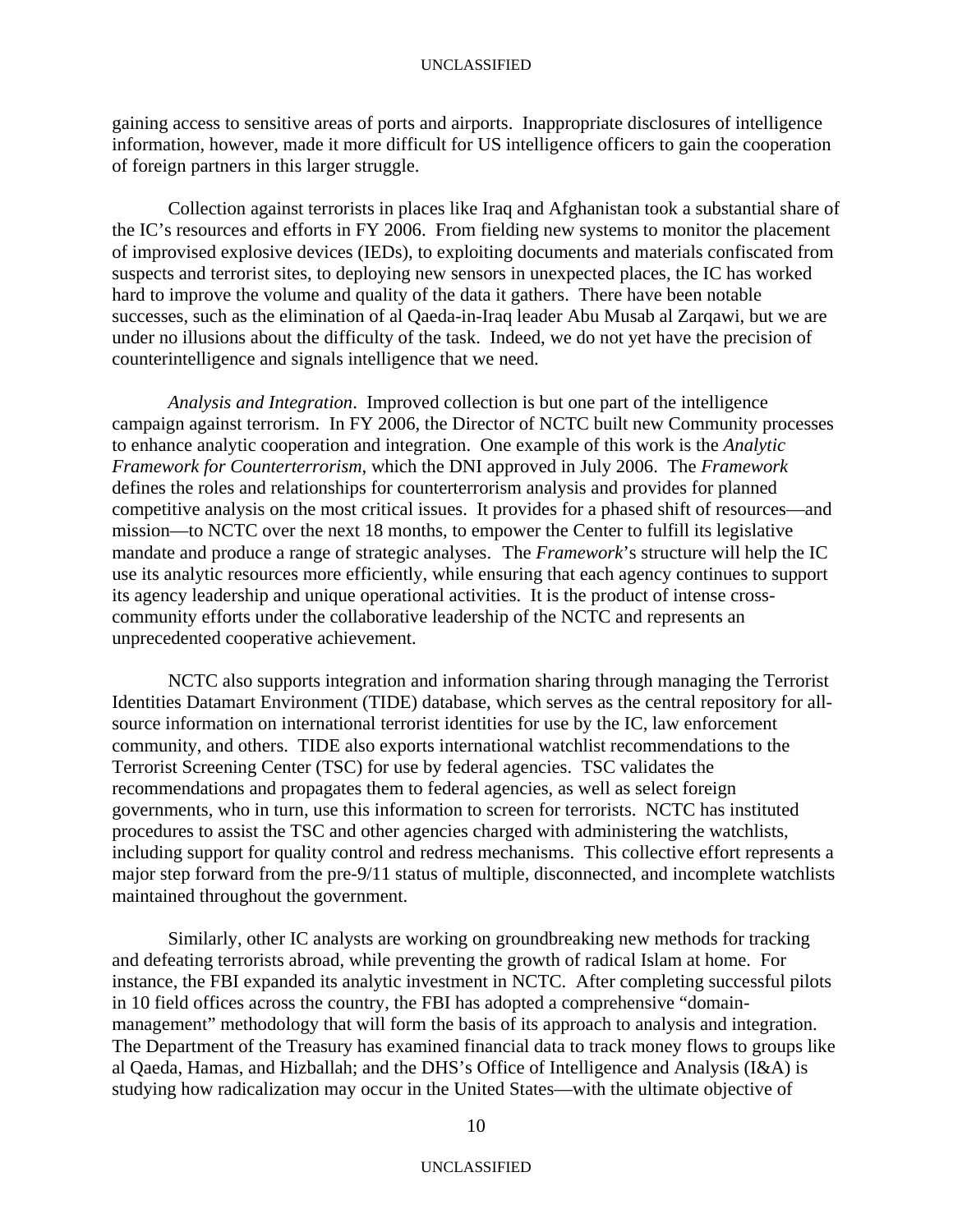gaining access to sensitive areas of ports and airports. Inappropriate disclosures of intelligence information, however, made it more difficult for US intelligence officers to gain the cooperation of foreign partners in this larger struggle.

Collection against terrorists in places like Iraq and Afghanistan took a substantial share of the IC's resources and efforts in FY 2006. From fielding new systems to monitor the placement of improvised explosive devices (IEDs), to exploiting documents and materials confiscated from suspects and terrorist sites, to deploying new sensors in unexpected places, the IC has worked hard to improve the volume and quality of the data it gathers. There have been notable successes, such as the elimination of al Qaeda-in-Iraq leader Abu Musab al Zarqawi, but we are under no illusions about the difficulty of the task. Indeed, we do not yet have the precision of counterintelligence and signals intelligence that we need.

*Analysis and Integration*. Improved collection is but one part of the intelligence campaign against terrorism. In FY 2006, the Director of NCTC built new Community processes to enhance analytic cooperation and integration. One example of this work is the *Analytic Framework for Counterterrorism*, which the DNI approved in July 2006. The *Framework* defines the roles and relationships for counterterrorism analysis and provides for planned competitive analysis on the most critical issues. It provides for a phased shift of resources—and mission—to NCTC over the next 18 months, to empower the Center to fulfill its legislative mandate and produce a range of strategic analyses. The *Framework*'s structure will help the IC use its analytic resources more efficiently, while ensuring that each agency continues to support its agency leadership and unique operational activities. It is the product of intense cross-community efforts under the collaborative leadership of the NCTC and represents an unprecedented cooperative achievement.

NCTC also supports integration and information sharing through managing the Terrorist Identities Datamart Environment (TIDE) database, which serves as the central repository for all-source information on international terrorist identities for use by the IC, law enforcement community, and others. TIDE also exports international watchlist recommendations to the Terrorist Screening Center (TSC) for use by federal agencies. TSC validates the recommendations and propagates them to federal agencies, as well as select foreign governments, who in turn, use this information to screen for terrorists. NCTC has instituted procedures to assist the TSC and other agencies charged with administering the watchlists, including support for quality control and redress mechanisms. This collective effort represents a major step forward from the pre-9/11 status of multiple, disconnected, and incomplete watchlists maintained throughout the government.

Similarly, other IC analysts are working on groundbreaking new methods for tracking and defeating terrorists abroad, while preventing the growth of radical Islam at home. For instance, the FBI expanded its analytic investment in NCTC. After completing successful pilots in 10 field offices across the country, the FBI has adopted a comprehensive "domain-management" methodology that will form the basis of its approach to analysis and integration. The Department of the Treasury has examined financial data to track money flows to groups like al Qaeda, Hamas, and Hizballah; and the DHS's Office of Intelligence and Analysis (I&A) is studying how radicalization may occur in the United States—with the ultimate objective of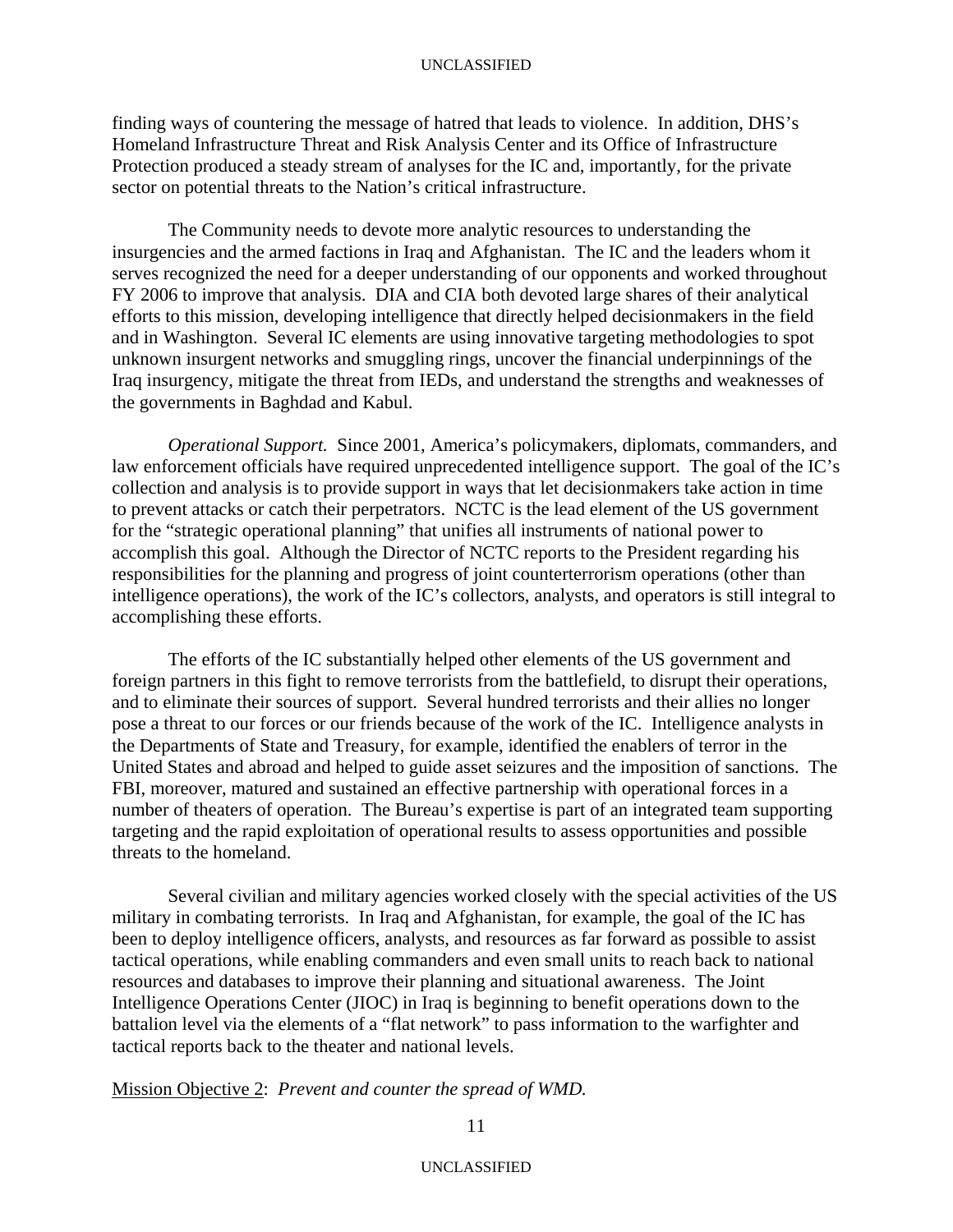finding ways of countering the message of hatred that leads to violence. In addition, DHS's Homeland Infrastructure Threat and Risk Analysis Center and its Office of Infrastructure Protection produced a steady stream of analyses for the IC and, importantly, for the private sector on potential threats to the Nation's critical infrastructure.

The Community needs to devote more analytic resources to understanding the insurgencies and the armed factions in Iraq and Afghanistan. The IC and the leaders whom it serves recognized the need for a deeper understanding of our opponents and worked throughout FY 2006 to improve that analysis. DIA and CIA both devoted large shares of their analytical efforts to this mission, developing intelligence that directly helped decisionmakers in the field and in Washington. Several IC elements are using innovative targeting methodologies to spot unknown insurgent networks and smuggling rings, uncover the financial underpinnings of the Iraq insurgency, mitigate the threat from IEDs, and understand the strengths and weaknesses of the governments in Baghdad and Kabul.

*Operational Support.* Since 2001, America's policymakers, diplomats, commanders, and law enforcement officials have required unprecedented intelligence support. The goal of the IC's collection and analysis is to provide support in ways that let decisionmakers take action in time to prevent attacks or catch their perpetrators. NCTC is the lead element of the US government for the "strategic operational planning" that unifies all instruments of national power to accomplish this goal. Although the Director of NCTC reports to the President regarding his responsibilities for the planning and progress of joint counterterrorism operations (other than intelligence operations), the work of the IC's collectors, analysts, and operators is still integral to accomplishing these efforts.

The efforts of the IC substantially helped other elements of the US government and foreign partners in this fight to remove terrorists from the battlefield, to disrupt their operations, and to eliminate their sources of support. Several hundred terrorists and their allies no longer pose a threat to our forces or our friends because of the work of the IC. Intelligence analysts in the Departments of State and Treasury, for example, identified the enablers of terror in the United States and abroad and helped to guide asset seizures and the imposition of sanctions. The FBI, moreover, matured and sustained an effective partnership with operational forces in a number of theaters of operation. The Bureau's expertise is part of an integrated team supporting targeting and the rapid exploitation of operational results to assess opportunities and possible threats to the homeland.

Several civilian and military agencies worked closely with the special activities of the US military in combating terrorists. In Iraq and Afghanistan, for example, the goal of the IC has been to deploy intelligence officers, analysts, and resources as far forward as possible to assist tactical operations, while enabling commanders and even small units to reach back to national resources and databases to improve their planning and situational awareness. The Joint Intelligence Operations Center (JIOC) in Iraq is beginning to benefit operations down to the battalion level via the elements of a "flat network" to pass information to the warfighter and tactical reports back to the theater and national levels.

Mission Objective 2: *Prevent and counter the spread of WMD.*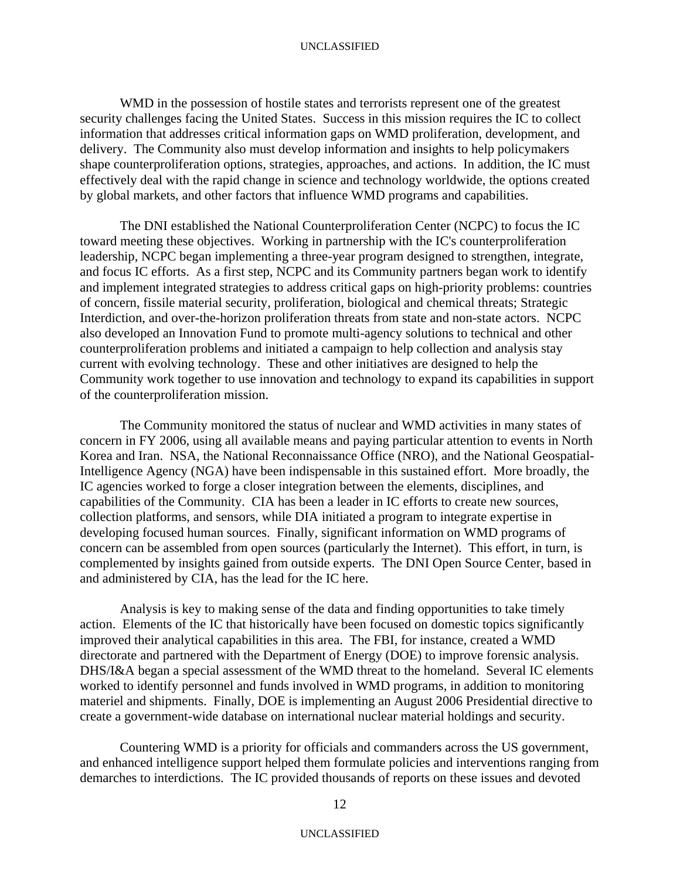WMD in the possession of hostile states and terrorists represent one of the greatest security challenges facing the United States. Success in this mission requires the IC to collect information that addresses critical information gaps on WMD proliferation, development, and delivery. The Community also must develop information and insights to help policymakers shape counterproliferation options, strategies, approaches, and actions. In addition, the IC must effectively deal with the rapid change in science and technology worldwide, the options created by global markets, and other factors that influence WMD programs and capabilities.

The DNI established the National Counterproliferation Center (NCPC) to focus the IC toward meeting these objectives. Working in partnership with the IC's counterproliferation leadership, NCPC began implementing a three-year program designed to strengthen, integrate, and focus IC efforts. As a first step, NCPC and its Community partners began work to identify and implement integrated strategies to address critical gaps on high-priority problems: countries of concern, fissile material security, proliferation, biological and chemical threats; Strategic Interdiction, and over-the-horizon proliferation threats from state and non-state actors. NCPC also developed an Innovation Fund to promote multi-agency solutions to technical and other counterproliferation problems and initiated a campaign to help collection and analysis stay current with evolving technology. These and other initiatives are designed to help the Community work together to use innovation and technology to expand its capabilities in support of the counterproliferation mission.

The Community monitored the status of nuclear and WMD activities in many states of concern in FY 2006, using all available means and paying particular attention to events in North Korea and Iran. NSA, the National Reconnaissance Office (NRO), and the National Geospatial-Intelligence Agency (NGA) have been indispensable in this sustained effort. More broadly, the IC agencies worked to forge a closer integration between the elements, disciplines, and capabilities of the Community. CIA has been a leader in IC efforts to create new sources, collection platforms, and sensors, while DIA initiated a program to integrate expertise in developing focused human sources. Finally, significant information on WMD programs of concern can be assembled from open sources (particularly the Internet). This effort, in turn, is complemented by insights gained from outside experts. The DNI Open Source Center, based in and administered by CIA, has the lead for the IC here.

Analysis is key to making sense of the data and finding opportunities to take timely action. Elements of the IC that historically have been focused on domestic topics significantly improved their analytical capabilities in this area. The FBI, for instance, created a WMD directorate and partnered with the Department of Energy (DOE) to improve forensic analysis. DHS/I&A began a special assessment of the WMD threat to the homeland. Several IC elements worked to identify personnel and funds involved in WMD programs, in addition to monitoring materiel and shipments. Finally, DOE is implementing an August 2006 Presidential directive to create a government-wide database on international nuclear material holdings and security.

Countering WMD is a priority for officials and commanders across the US government, and enhanced intelligence support helped them formulate policies and interventions ranging from demarches to interdictions. The IC provided thousands of reports on these issues and devoted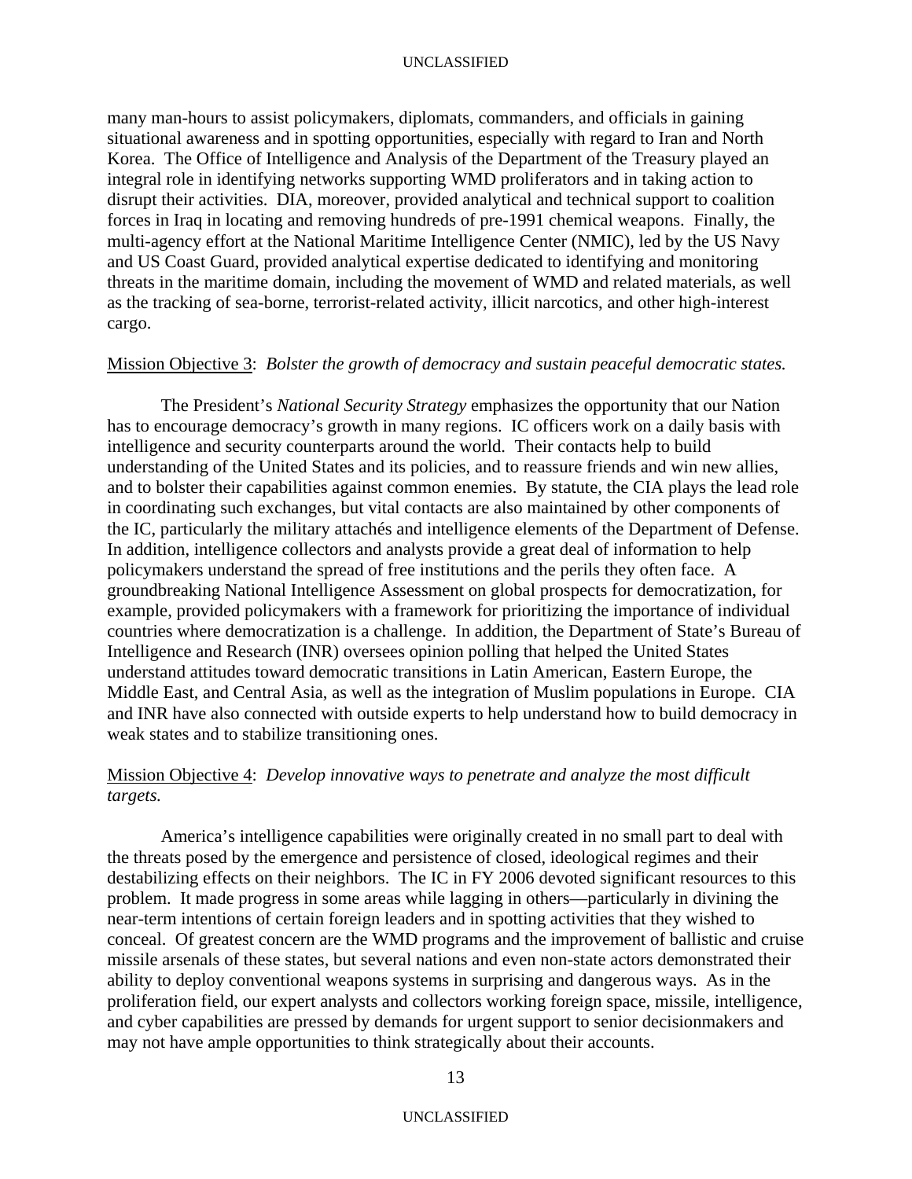many man-hours to assist policymakers, diplomats, commanders, and officials in gaining situational awareness and in spotting opportunities, especially with regard to Iran and North Korea. The Office of Intelligence and Analysis of the Department of the Treasury played an integral role in identifying networks supporting WMD proliferators and in taking action to disrupt their activities. DIA, moreover, provided analytical and technical support to coalition forces in Iraq in locating and removing hundreds of pre-1991 chemical weapons. Finally, the multi-agency effort at the National Maritime Intelligence Center (NMIC), led by the US Navy and US Coast Guard, provided analytical expertise dedicated to identifying and monitoring threats in the maritime domain, including the movement of WMD and related materials, as well as the tracking of sea-borne, terrorist-related activity, illicit narcotics, and other high-interest cargo.

<u>Mission Objective 3</u>: *Bolster the growth of democracy and sustain peaceful democratic states.*

The President's *National Security Strategy* emphasizes the opportunity that our Nation has to encourage democracy's growth in many regions. IC officers work on a daily basis with intelligence and security counterparts around the world. Their contacts help to build understanding of the United States and its policies, and to reassure friends and win new allies, and to bolster their capabilities against common enemies. By statute, the CIA plays the lead role in coordinating such exchanges, but vital contacts are also maintained by other components of the IC, particularly the military attachés and intelligence elements of the Department of Defense. In addition, intelligence collectors and analysts provide a great deal of information to help policymakers understand the spread of free institutions and the perils they often face. A groundbreaking National Intelligence Assessment on global prospects for democratization, for example, provided policymakers with a framework for prioritizing the importance of individual countries where democratization is a challenge. In addition, the Department of State's Bureau of Intelligence and Research (INR) oversees opinion polling that helped the United States understand attitudes toward democratic transitions in Latin American, Eastern Europe, the Middle East, and Central Asia, as well as the integration of Muslim populations in Europe. CIA and INR have also connected with outside experts to help understand how to build democracy in weak states and to stabilize transitioning ones.

<u>Mission Objective 4</u>: *Develop innovative ways to penetrate and analyze the most difficult targets.*

America's intelligence capabilities were originally created in no small part to deal with the threats posed by the emergence and persistence of closed, ideological regimes and their destabilizing effects on their neighbors. The IC in FY 2006 devoted significant resources to this problem. It made progress in some areas while lagging in others—particularly in divining the near-term intentions of certain foreign leaders and in spotting activities that they wished to conceal. Of greatest concern are the WMD programs and the improvement of ballistic and cruise missile arsenals of these states, but several nations and even non-state actors demonstrated their ability to deploy conventional weapons systems in surprising and dangerous ways. As in the proliferation field, our expert analysts and collectors working foreign space, missile, intelligence, and cyber capabilities are pressed by demands for urgent support to senior decisionmakers and may not have ample opportunities to think strategically about their accounts.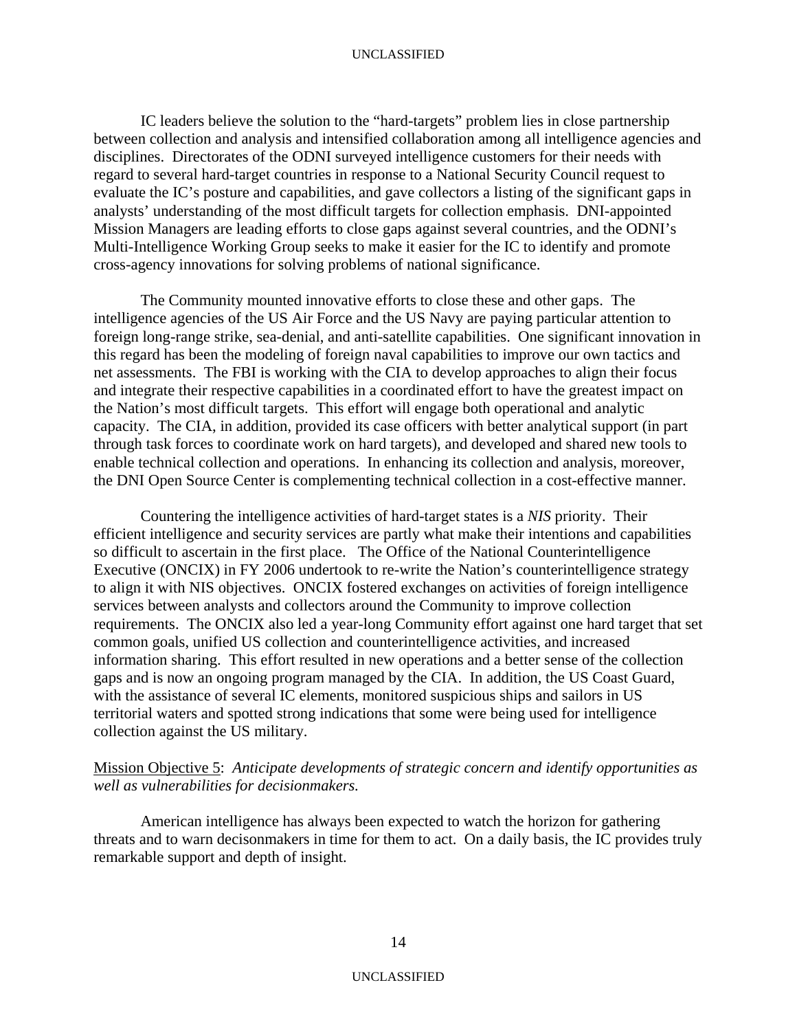IC leaders believe the solution to the "hard-targets" problem lies in close partnership between collection and analysis and intensified collaboration among all intelligence agencies and disciplines. Directorates of the ODNI surveyed intelligence customers for their needs with regard to several hard-target countries in response to a National Security Council request to evaluate the IC's posture and capabilities, and gave collectors a listing of the significant gaps in analysts' understanding of the most difficult targets for collection emphasis. DNI-appointed Mission Managers are leading efforts to close gaps against several countries, and the ODNI's Multi-Intelligence Working Group seeks to make it easier for the IC to identify and promote cross-agency innovations for solving problems of national significance.

The Community mounted innovative efforts to close these and other gaps. The intelligence agencies of the US Air Force and the US Navy are paying particular attention to foreign long-range strike, sea-denial, and anti-satellite capabilities. One significant innovation in this regard has been the modeling of foreign naval capabilities to improve our own tactics and net assessments. The FBI is working with the CIA to develop approaches to align their focus and integrate their respective capabilities in a coordinated effort to have the greatest impact on the Nation's most difficult targets. This effort will engage both operational and analytic capacity. The CIA, in addition, provided its case officers with better analytical support (in part through task forces to coordinate work on hard targets), and developed and shared new tools to enable technical collection and operations. In enhancing its collection and analysis, moreover, the DNI Open Source Center is complementing technical collection in a cost-effective manner.

Countering the intelligence activities of hard-target states is a *NIS* priority. Their efficient intelligence and security services are partly what make their intentions and capabilities so difficult to ascertain in the first place. The Office of the National Counterintelligence Executive (ONCIX) in FY 2006 undertook to re-write the Nation's counterintelligence strategy to align it with NIS objectives. ONCIX fostered exchanges on activities of foreign intelligence services between analysts and collectors around the Community to improve collection requirements. The ONCIX also led a year-long Community effort against one hard target that set common goals, unified US collection and counterintelligence activities, and increased information sharing. This effort resulted in new operations and a better sense of the collection gaps and is now an ongoing program managed by the CIA. In addition, the US Coast Guard, with the assistance of several IC elements, monitored suspicious ships and sailors in US territorial waters and spotted strong indications that some were being used for intelligence collection against the US military.

<u>Mission Objective 5</u>: *Anticipate developments of strategic concern and identify opportunities as well as vulnerabilities for decisionmakers.*

American intelligence has always been expected to watch the horizon for gathering threats and to warn decisonmakers in time for them to act. On a daily basis, the IC provides truly remarkable support and depth of insight.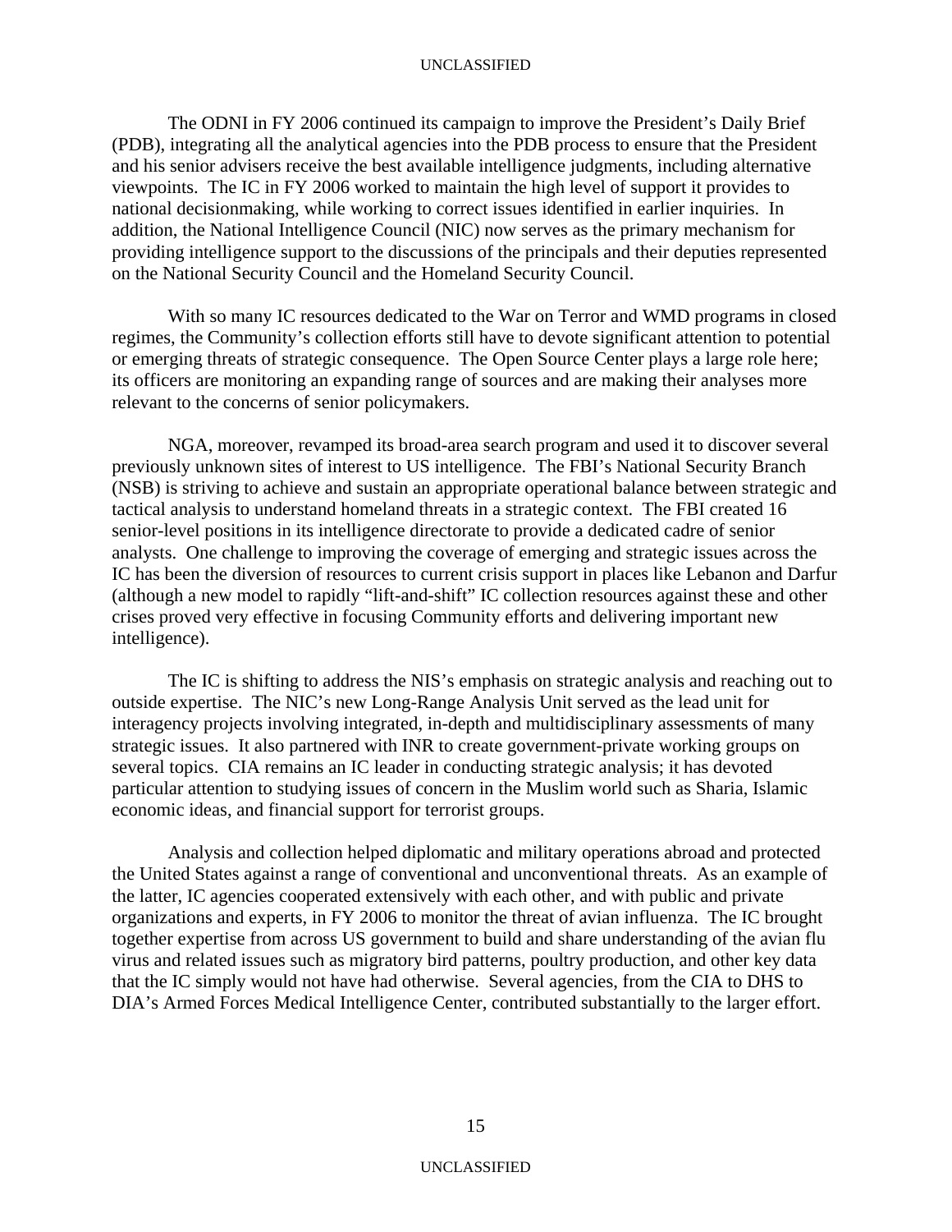The ODNI in FY 2006 continued its campaign to improve the President's Daily Brief (PDB), integrating all the analytical agencies into the PDB process to ensure that the President and his senior advisers receive the best available intelligence judgments, including alternative viewpoints. The IC in FY 2006 worked to maintain the high level of support it provides to national decisionmaking, while working to correct issues identified in earlier inquiries. In addition, the National Intelligence Council (NIC) now serves as the primary mechanism for providing intelligence support to the discussions of the principals and their deputies represented on the National Security Council and the Homeland Security Council.

With so many IC resources dedicated to the War on Terror and WMD programs in closed regimes, the Community's collection efforts still have to devote significant attention to potential or emerging threats of strategic consequence. The Open Source Center plays a large role here; its officers are monitoring an expanding range of sources and are making their analyses more relevant to the concerns of senior policymakers.

NGA, moreover, revamped its broad-area search program and used it to discover several previously unknown sites of interest to US intelligence. The FBI's National Security Branch (NSB) is striving to achieve and sustain an appropriate operational balance between strategic and tactical analysis to understand homeland threats in a strategic context. The FBI created 16 senior-level positions in its intelligence directorate to provide a dedicated cadre of senior analysts. One challenge to improving the coverage of emerging and strategic issues across the IC has been the diversion of resources to current crisis support in places like Lebanon and Darfur (although a new model to rapidly "lift-and-shift" IC collection resources against these and other crises proved very effective in focusing Community efforts and delivering important new intelligence).

The IC is shifting to address the NIS's emphasis on strategic analysis and reaching out to outside expertise. The NIC's new Long-Range Analysis Unit served as the lead unit for interagency projects involving integrated, in-depth and multidisciplinary assessments of many strategic issues. It also partnered with INR to create government-private working groups on several topics. CIA remains an IC leader in conducting strategic analysis; it has devoted particular attention to studying issues of concern in the Muslim world such as Sharia, Islamic economic ideas, and financial support for terrorist groups.

Analysis and collection helped diplomatic and military operations abroad and protected the United States against a range of conventional and unconventional threats. As an example of the latter, IC agencies cooperated extensively with each other, and with public and private organizations and experts, in FY 2006 to monitor the threat of avian influenza. The IC brought together expertise from across US government to build and share understanding of the avian flu virus and related issues such as migratory bird patterns, poultry production, and other key data that the IC simply would not have had otherwise. Several agencies, from the CIA to DHS to DIA's Armed Forces Medical Intelligence Center, contributed substantially to the larger effort.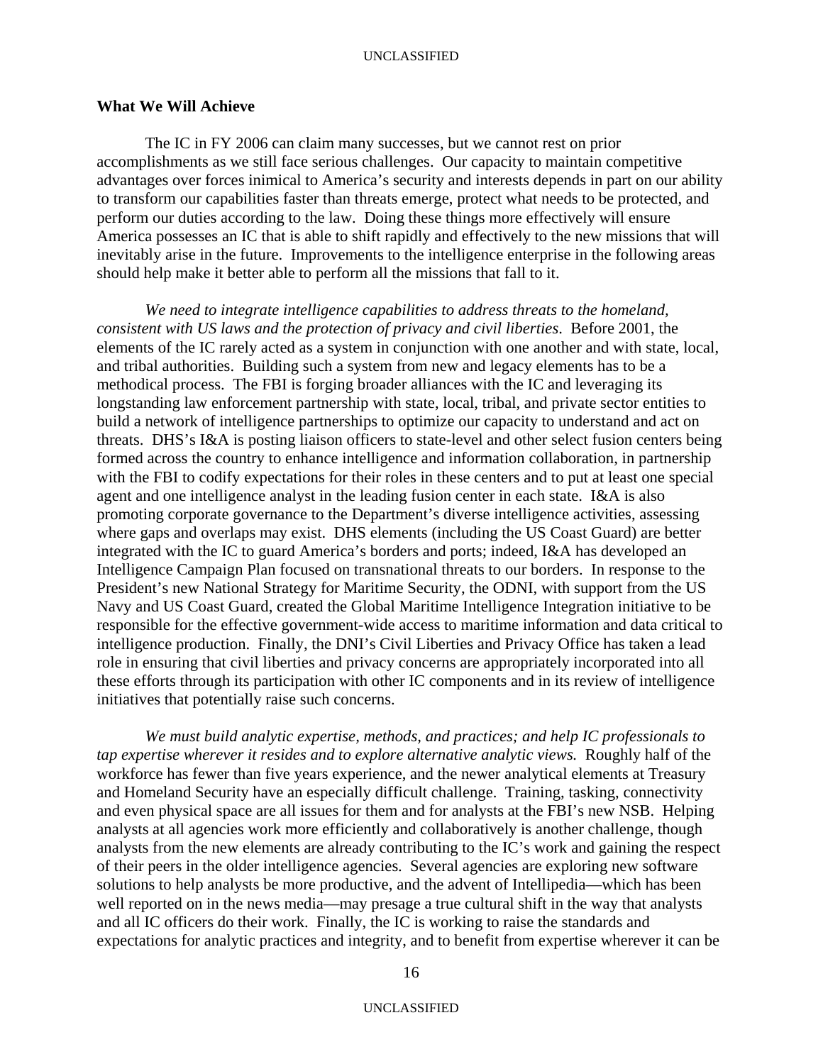### What We Will Achieve

The IC in FY 2006 can claim many successes, but we cannot rest on prior accomplishments as we still face serious challenges. Our capacity to maintain competitive advantages over forces inimical to America's security and interests depends in part on our ability to transform our capabilities faster than threats emerge, protect what needs to be protected, and perform our duties according to the law. Doing these things more effectively will ensure America possesses an IC that is able to shift rapidly and effectively to the new missions that will inevitably arise in the future. Improvements to the intelligence enterprise in the following areas should help make it better able to perform all the missions that fall to it.

*We need to integrate intelligence capabilities to address threats to the homeland, consistent with US laws and the protection of privacy and civil liberties.* Before 2001, the elements of the IC rarely acted as a system in conjunction with one another and with state, local, and tribal authorities. Building such a system from new and legacy elements has to be a methodical process. The FBI is forging broader alliances with the IC and leveraging its longstanding law enforcement partnership with state, local, tribal, and private sector entities to build a network of intelligence partnerships to optimize our capacity to understand and act on threats. DHS's I&A is posting liaison officers to state-level and other select fusion centers being formed across the country to enhance intelligence and information collaboration, in partnership with the FBI to codify expectations for their roles in these centers and to put at least one special agent and one intelligence analyst in the leading fusion center in each state. I&A is also promoting corporate governance to the Department's diverse intelligence activities, assessing where gaps and overlaps may exist. DHS elements (including the US Coast Guard) are better integrated with the IC to guard America's borders and ports; indeed, I&A has developed an Intelligence Campaign Plan focused on transnational threats to our borders. In response to the President's new National Strategy for Maritime Security, the ODNI, with support from the US Navy and US Coast Guard, created the Global Maritime Intelligence Integration initiative to be responsible for the effective government-wide access to maritime information and data critical to intelligence production. Finally, the DNI's Civil Liberties and Privacy Office has taken a lead role in ensuring that civil liberties and privacy concerns are appropriately incorporated into all these efforts through its participation with other IC components and in its review of intelligence initiatives that potentially raise such concerns.

*We must build analytic expertise, methods, and practices; and help IC professionals to tap expertise wherever it resides and to explore alternative analytic views.* Roughly half of the workforce has fewer than five years experience, and the newer analytical elements at Treasury and Homeland Security have an especially difficult challenge. Training, tasking, connectivity and even physical space are all issues for them and for analysts at the FBI's new NSB. Helping analysts at all agencies work more efficiently and collaboratively is another challenge, though analysts from the new elements are already contributing to the IC's work and gaining the respect of their peers in the older intelligence agencies. Several agencies are exploring new software solutions to help analysts be more productive, and the advent of Intellipedia—which has been well reported on in the news media—may presage a true cultural shift in the way that analysts and all IC officers do their work. Finally, the IC is working to raise the standards and expectations for analytic practices and integrity, and to benefit from expertise wherever it can be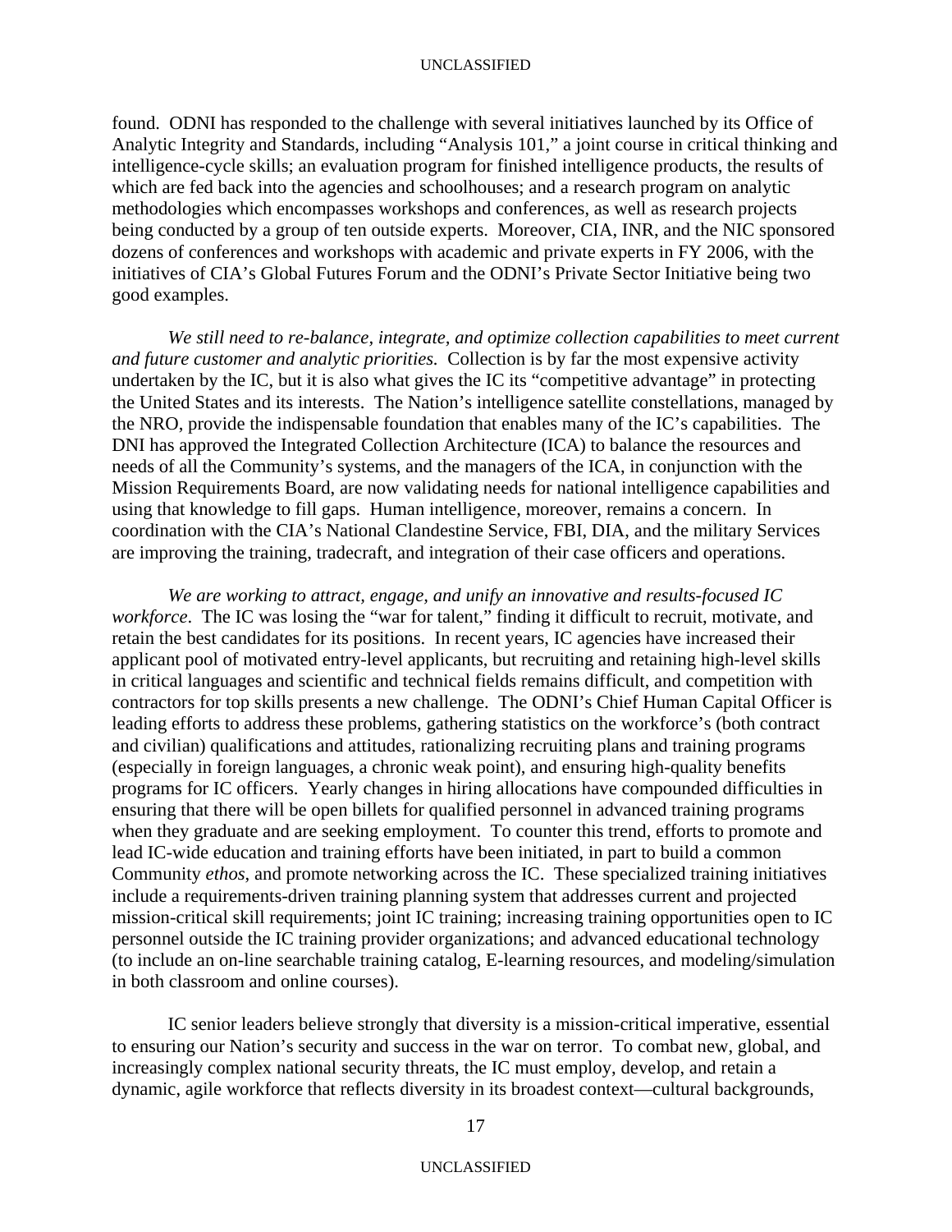found. ODNI has responded to the challenge with several initiatives launched by its Office of Analytic Integrity and Standards, including "Analysis 101," a joint course in critical thinking and intelligence-cycle skills; an evaluation program for finished intelligence products, the results of which are fed back into the agencies and schoolhouses; and a research program on analytic methodologies which encompasses workshops and conferences, as well as research projects being conducted by a group of ten outside experts. Moreover, CIA, INR, and the NIC sponsored dozens of conferences and workshops with academic and private experts in FY 2006, with the initiatives of CIA's Global Futures Forum and the ODNI's Private Sector Initiative being two good examples.

*We still need to re-balance, integrate, and optimize collection capabilities to meet current and future customer and analytic priorities.* Collection is by far the most expensive activity undertaken by the IC, but it is also what gives the IC its "competitive advantage" in protecting the United States and its interests. The Nation's intelligence satellite constellations, managed by the NRO, provide the indispensable foundation that enables many of the IC's capabilities. The DNI has approved the Integrated Collection Architecture (ICA) to balance the resources and needs of all the Community's systems, and the managers of the ICA, in conjunction with the Mission Requirements Board, are now validating needs for national intelligence capabilities and using that knowledge to fill gaps. Human intelligence, moreover, remains a concern. In coordination with the CIA's National Clandestine Service, FBI, DIA, and the military Services are improving the training, tradecraft, and integration of their case officers and operations.

*We are working to attract, engage, and unify an innovative and results-focused IC workforce*. The IC was losing the "war for talent," finding it difficult to recruit, motivate, and retain the best candidates for its positions. In recent years, IC agencies have increased their applicant pool of motivated entry-level applicants, but recruiting and retaining high-level skills in critical languages and scientific and technical fields remains difficult, and competition with contractors for top skills presents a new challenge. The ODNI's Chief Human Capital Officer is leading efforts to address these problems, gathering statistics on the workforce's (both contract and civilian) qualifications and attitudes, rationalizing recruiting plans and training programs (especially in foreign languages, a chronic weak point), and ensuring high-quality benefits programs for IC officers. Yearly changes in hiring allocations have compounded difficulties in ensuring that there will be open billets for qualified personnel in advanced training programs when they graduate and are seeking employment. To counter this trend, efforts to promote and lead IC-wide education and training efforts have been initiated, in part to build a common Community *ethos*, and promote networking across the IC. These specialized training initiatives include a requirements-driven training planning system that addresses current and projected mission-critical skill requirements; joint IC training; increasing training opportunities open to IC personnel outside the IC training provider organizations; and advanced educational technology (to include an on-line searchable training catalog, E-learning resources, and modeling/simulation in both classroom and online courses).

IC senior leaders believe strongly that diversity is a mission-critical imperative, essential to ensuring our Nation's security and success in the war on terror. To combat new, global, and increasingly complex national security threats, the IC must employ, develop, and retain a dynamic, agile workforce that reflects diversity in its broadest context—cultural backgrounds,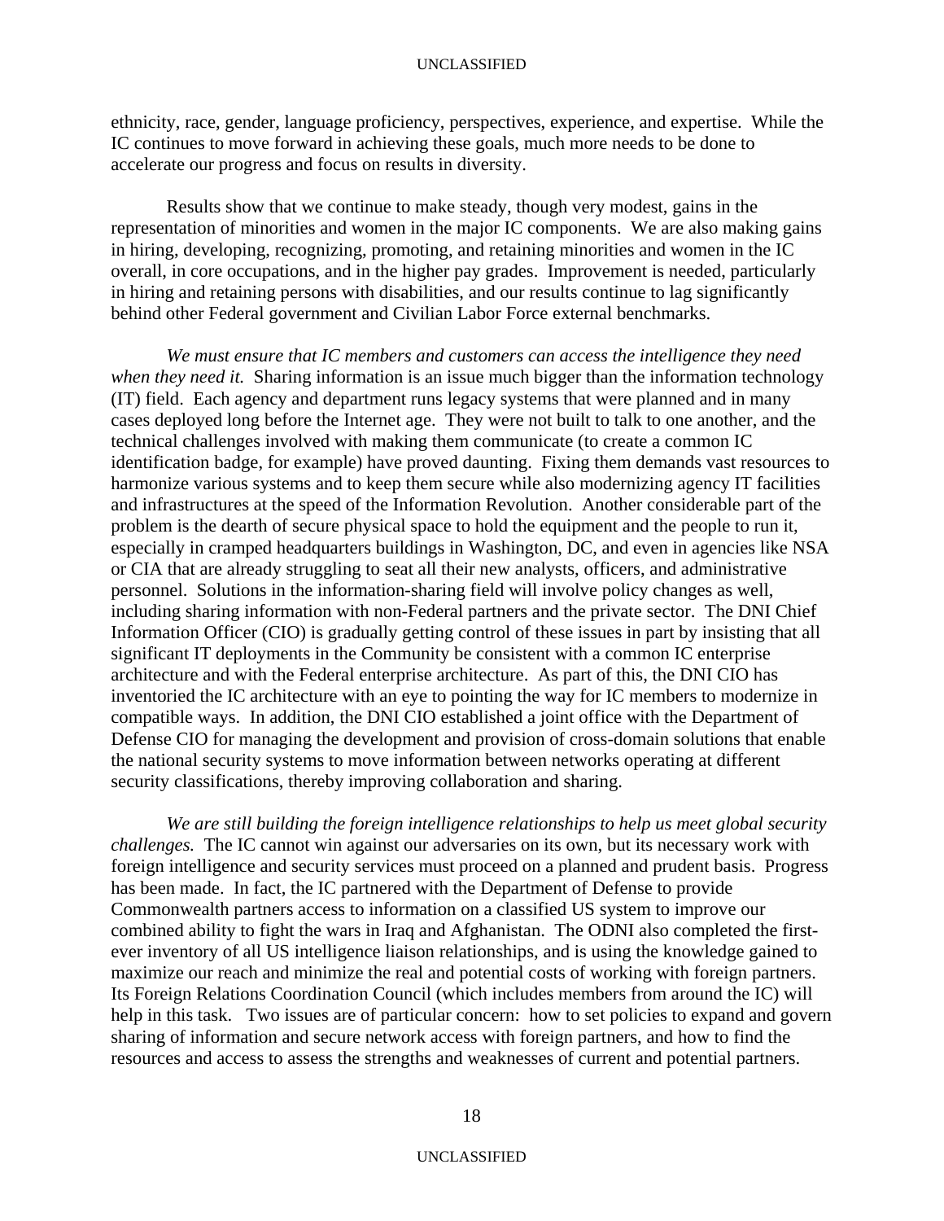ethnicity, race, gender, language proficiency, perspectives, experience, and expertise. While the IC continues to move forward in achieving these goals, much more needs to be done to accelerate our progress and focus on results in diversity.

Results show that we continue to make steady, though very modest, gains in the representation of minorities and women in the major IC components. We are also making gains in hiring, developing, recognizing, promoting, and retaining minorities and women in the IC overall, in core occupations, and in the higher pay grades. Improvement is needed, particularly in hiring and retaining persons with disabilities, and our results continue to lag significantly behind other Federal government and Civilian Labor Force external benchmarks.

*We must ensure that IC members and customers can access the intelligence they need when they need it.* Sharing information is an issue much bigger than the information technology (IT) field. Each agency and department runs legacy systems that were planned and in many cases deployed long before the Internet age. They were not built to talk to one another, and the technical challenges involved with making them communicate (to create a common IC identification badge, for example) have proved daunting. Fixing them demands vast resources to harmonize various systems and to keep them secure while also modernizing agency IT facilities and infrastructures at the speed of the Information Revolution. Another considerable part of the problem is the dearth of secure physical space to hold the equipment and the people to run it, especially in cramped headquarters buildings in Washington, DC, and even in agencies like NSA or CIA that are already struggling to seat all their new analysts, officers, and administrative personnel. Solutions in the information-sharing field will involve policy changes as well, including sharing information with non-Federal partners and the private sector. The DNI Chief Information Officer (CIO) is gradually getting control of these issues in part by insisting that all significant IT deployments in the Community be consistent with a common IC enterprise architecture and with the Federal enterprise architecture. As part of this, the DNI CIO has inventoried the IC architecture with an eye to pointing the way for IC members to modernize in compatible ways. In addition, the DNI CIO established a joint office with the Department of Defense CIO for managing the development and provision of cross-domain solutions that enable the national security systems to move information between networks operating at different security classifications, thereby improving collaboration and sharing.

*We are still building the foreign intelligence relationships to help us meet global security challenges.* The IC cannot win against our adversaries on its own, but its necessary work with foreign intelligence and security services must proceed on a planned and prudent basis. Progress has been made. In fact, the IC partnered with the Department of Defense to provide Commonwealth partners access to information on a classified US system to improve our combined ability to fight the wars in Iraq and Afghanistan. The ODNI also completed the first-ever inventory of all US intelligence liaison relationships, and is using the knowledge gained to maximize our reach and minimize the real and potential costs of working with foreign partners. Its Foreign Relations Coordination Council (which includes members from around the IC) will help in this task. Two issues are of particular concern: how to set policies to expand and govern sharing of information and secure network access with foreign partners, and how to find the resources and access to assess the strengths and weaknesses of current and potential partners.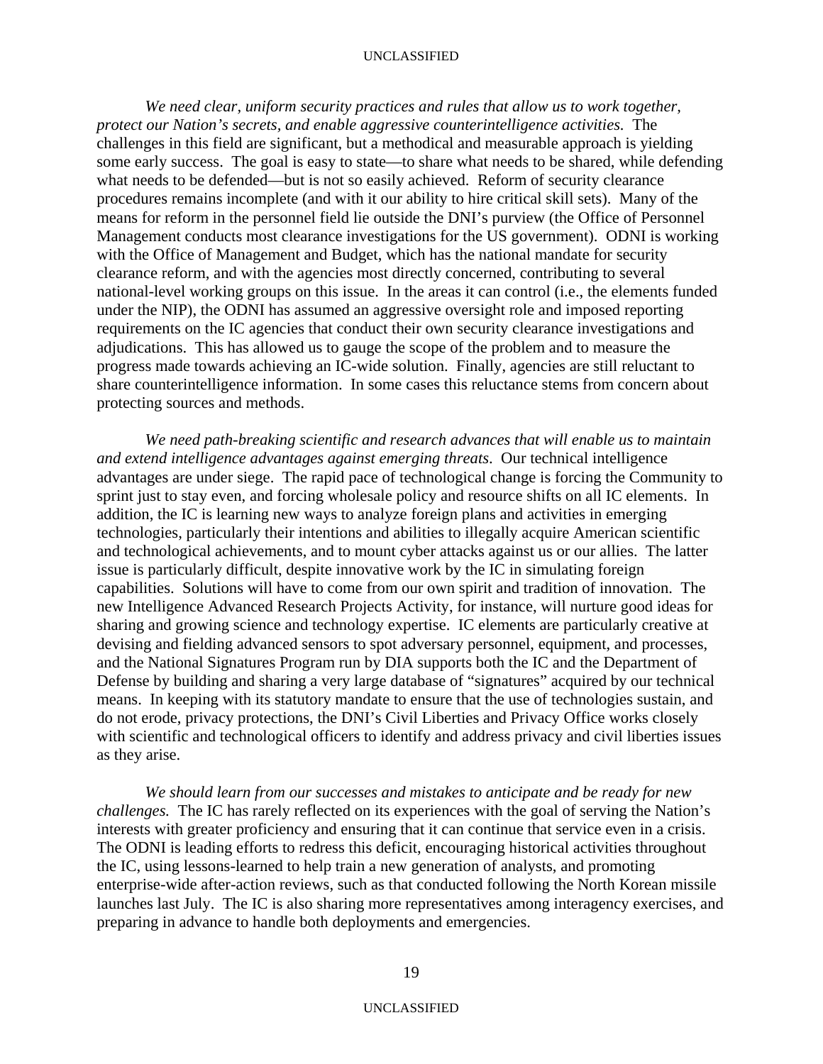*We need clear, uniform security practices and rules that allow us to work together, protect our Nation's secrets, and enable aggressive counterintelligence activities.* The challenges in this field are significant, but a methodical and measurable approach is yielding some early success. The goal is easy to state—to share what needs to be shared, while defending what needs to be defended—but is not so easily achieved. Reform of security clearance procedures remains incomplete (and with it our ability to hire critical skill sets). Many of the means for reform in the personnel field lie outside the DNI's purview (the Office of Personnel Management conducts most clearance investigations for the US government). ODNI is working with the Office of Management and Budget, which has the national mandate for security clearance reform, and with the agencies most directly concerned, contributing to several national-level working groups on this issue. In the areas it can control (i.e., the elements funded under the NIP), the ODNI has assumed an aggressive oversight role and imposed reporting requirements on the IC agencies that conduct their own security clearance investigations and adjudications. This has allowed us to gauge the scope of the problem and to measure the progress made towards achieving an IC-wide solution. Finally, agencies are still reluctant to share counterintelligence information. In some cases this reluctance stems from concern about protecting sources and methods.

*We need path-breaking scientific and research advances that will enable us to maintain and extend intelligence advantages against emerging threats.* Our technical intelligence advantages are under siege. The rapid pace of technological change is forcing the Community to sprint just to stay even, and forcing wholesale policy and resource shifts on all IC elements. In addition, the IC is learning new ways to analyze foreign plans and activities in emerging technologies, particularly their intentions and abilities to illegally acquire American scientific and technological achievements, and to mount cyber attacks against us or our allies. The latter issue is particularly difficult, despite innovative work by the IC in simulating foreign capabilities. Solutions will have to come from our own spirit and tradition of innovation. The new Intelligence Advanced Research Projects Activity, for instance, will nurture good ideas for sharing and growing science and technology expertise. IC elements are particularly creative at devising and fielding advanced sensors to spot adversary personnel, equipment, and processes, and the National Signatures Program run by DIA supports both the IC and the Department of Defense by building and sharing a very large database of "signatures" acquired by our technical means. In keeping with its statutory mandate to ensure that the use of technologies sustain, and do not erode, privacy protections, the DNI's Civil Liberties and Privacy Office works closely with scientific and technological officers to identify and address privacy and civil liberties issues as they arise.

*We should learn from our successes and mistakes to anticipate and be ready for new challenges.* The IC has rarely reflected on its experiences with the goal of serving the Nation's interests with greater proficiency and ensuring that it can continue that service even in a crisis. The ODNI is leading efforts to redress this deficit, encouraging historical activities throughout the IC, using lessons-learned to help train a new generation of analysts, and promoting enterprise-wide after-action reviews, such as that conducted following the North Korean missile launches last July. The IC is also sharing more representatives among interagency exercises, and preparing in advance to handle both deployments and emergencies.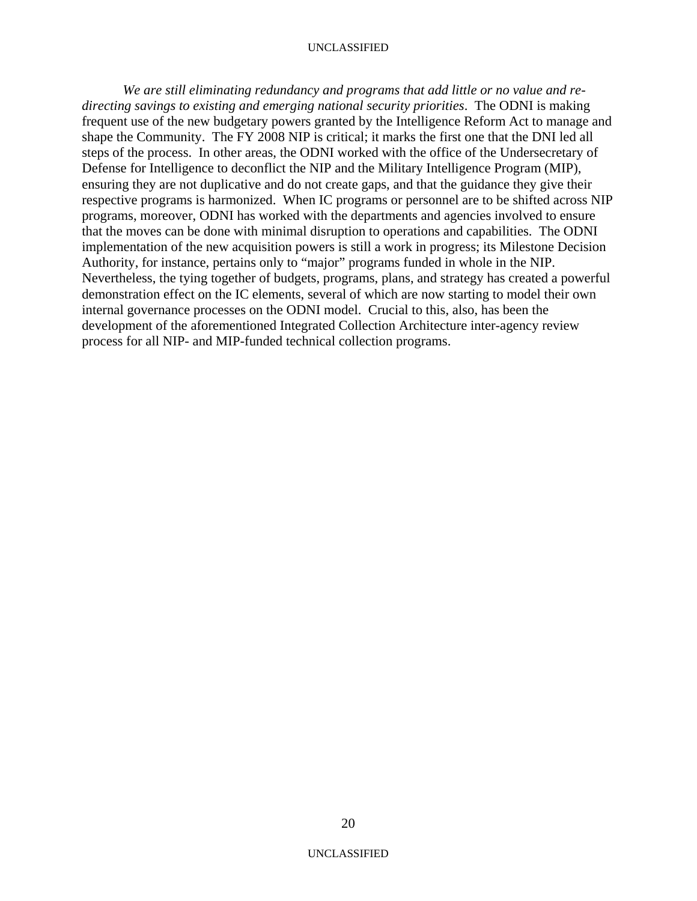*We are still eliminating redundancy and programs that add little or no value and re-directing savings to existing and emerging national security priorities*. The ODNI is making frequent use of the new budgetary powers granted by the Intelligence Reform Act to manage and shape the Community. The FY 2008 NIP is critical; it marks the first one that the DNI led all steps of the process. In other areas, the ODNI worked with the office of the Undersecretary of Defense for Intelligence to deconflict the NIP and the Military Intelligence Program (MIP), ensuring they are not duplicative and do not create gaps, and that the guidance they give their respective programs is harmonized. When IC programs or personnel are to be shifted across NIP programs, moreover, ODNI has worked with the departments and agencies involved to ensure that the moves can be done with minimal disruption to operations and capabilities. The ODNI implementation of the new acquisition powers is still a work in progress; its Milestone Decision Authority, for instance, pertains only to "major" programs funded in whole in the NIP. Nevertheless, the tying together of budgets, programs, plans, and strategy has created a powerful demonstration effect on the IC elements, several of which are now starting to model their own internal governance processes on the ODNI model. Crucial to this, also, has been the development of the aforementioned Integrated Collection Architecture inter-agency review process for all NIP- and MIP-funded technical collection programs.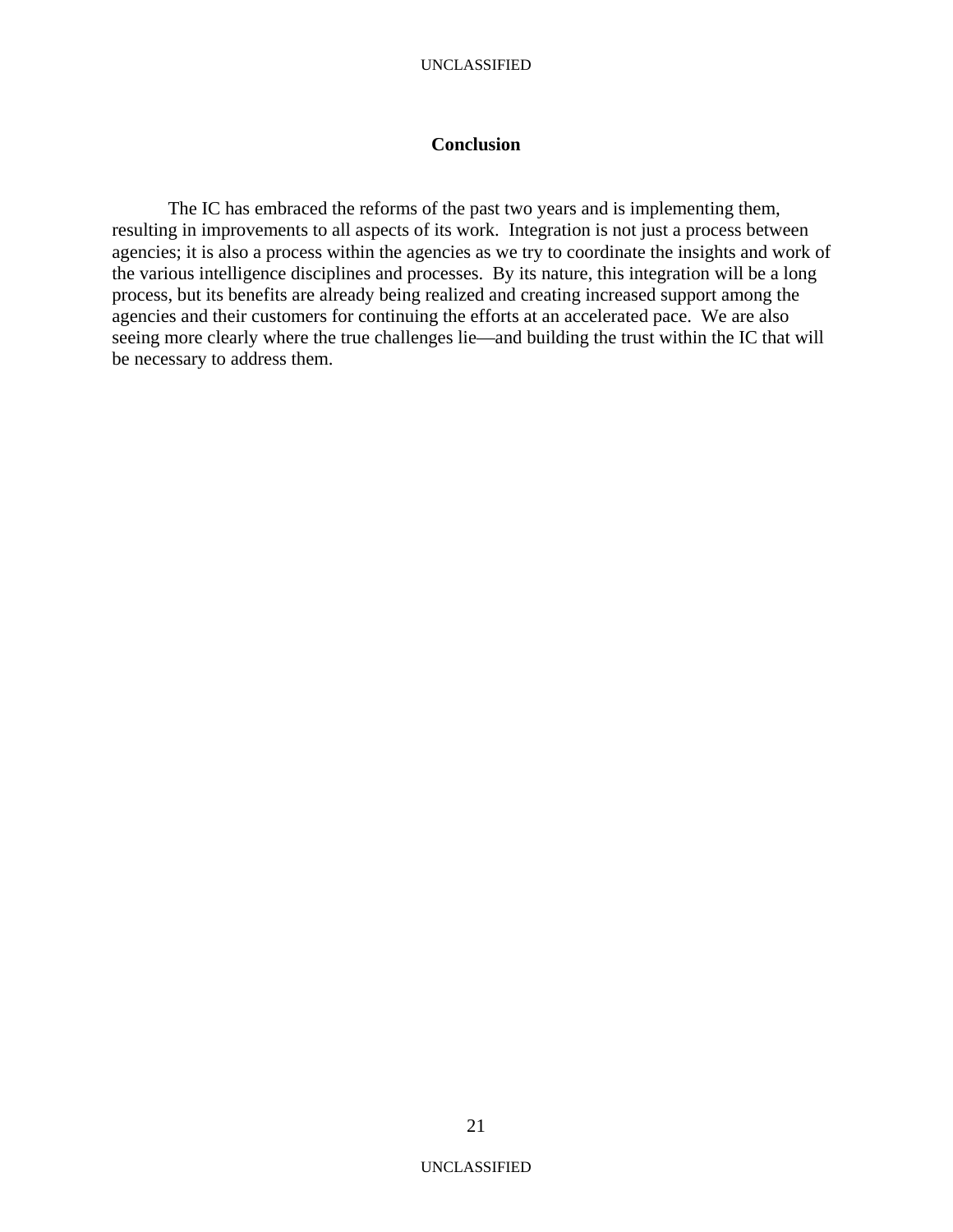## Conclusion

The IC has embraced the reforms of the past two years and is implementing them, resulting in improvements to all aspects of its work. Integration is not just a process between agencies; it is also a process within the agencies as we try to coordinate the insights and work of the various intelligence disciplines and processes. By its nature, this integration will be a long process, but its benefits are already being realized and creating increased support among the agencies and their customers for continuing the efforts at an accelerated pace. We are also seeing more clearly where the true challenges lie—and building the trust within the IC that will be necessary to address them.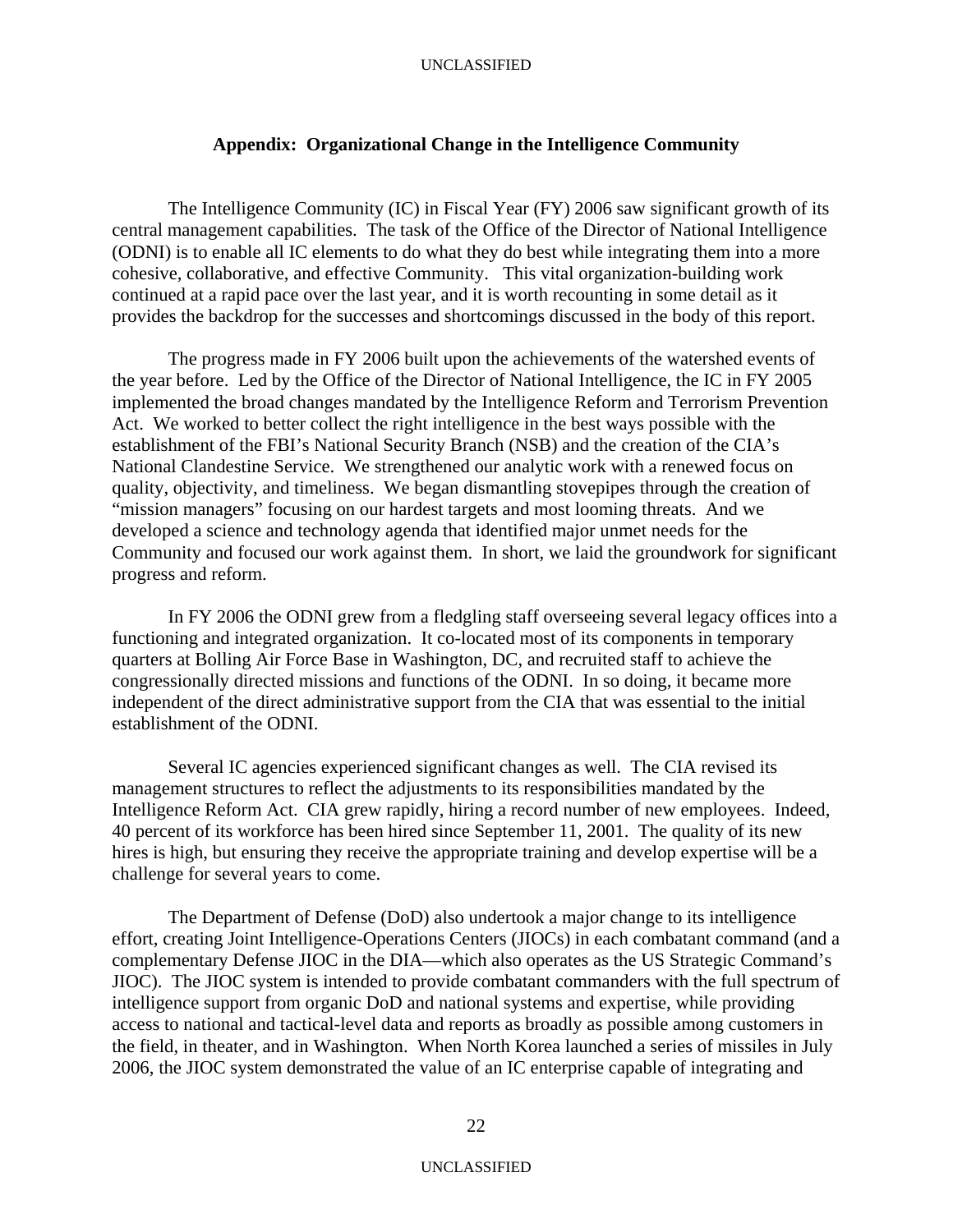## Appendix: Organizational Change in the Intelligence Community

The Intelligence Community (IC) in Fiscal Year (FY) 2006 saw significant growth of its central management capabilities. The task of the Office of the Director of National Intelligence (ODNI) is to enable all IC elements to do what they do best while integrating them into a more cohesive, collaborative, and effective Community. This vital organization-building work continued at a rapid pace over the last year, and it is worth recounting in some detail as it provides the backdrop for the successes and shortcomings discussed in the body of this report.

The progress made in FY 2006 built upon the achievements of the watershed events of the year before. Led by the Office of the Director of National Intelligence, the IC in FY 2005 implemented the broad changes mandated by the Intelligence Reform and Terrorism Prevention Act. We worked to better collect the right intelligence in the best ways possible with the establishment of the FBI's National Security Branch (NSB) and the creation of the CIA's National Clandestine Service. We strengthened our analytic work with a renewed focus on quality, objectivity, and timeliness. We began dismantling stovepipes through the creation of "mission managers" focusing on our hardest targets and most looming threats. And we developed a science and technology agenda that identified major unmet needs for the Community and focused our work against them. In short, we laid the groundwork for significant progress and reform.

In FY 2006 the ODNI grew from a fledgling staff overseeing several legacy offices into a functioning and integrated organization. It co-located most of its components in temporary quarters at Bolling Air Force Base in Washington, DC, and recruited staff to achieve the congressionally directed missions and functions of the ODNI. In so doing, it became more independent of the direct administrative support from the CIA that was essential to the initial establishment of the ODNI.

Several IC agencies experienced significant changes as well. The CIA revised its management structures to reflect the adjustments to its responsibilities mandated by the Intelligence Reform Act. CIA grew rapidly, hiring a record number of new employees. Indeed, 40 percent of its workforce has been hired since September 11, 2001. The quality of its new hires is high, but ensuring they receive the appropriate training and develop expertise will be a challenge for several years to come.

The Department of Defense (DoD) also undertook a major change to its intelligence effort, creating Joint Intelligence-Operations Centers (JIOCs) in each combatant command (and a complementary Defense JIOC in the DIA—which also operates as the US Strategic Command's JIOC). The JIOC system is intended to provide combatant commanders with the full spectrum of intelligence support from organic DoD and national systems and expertise, while providing access to national and tactical-level data and reports as broadly as possible among customers in the field, in theater, and in Washington. When North Korea launched a series of missiles in July 2006, the JIOC system demonstrated the value of an IC enterprise capable of integrating and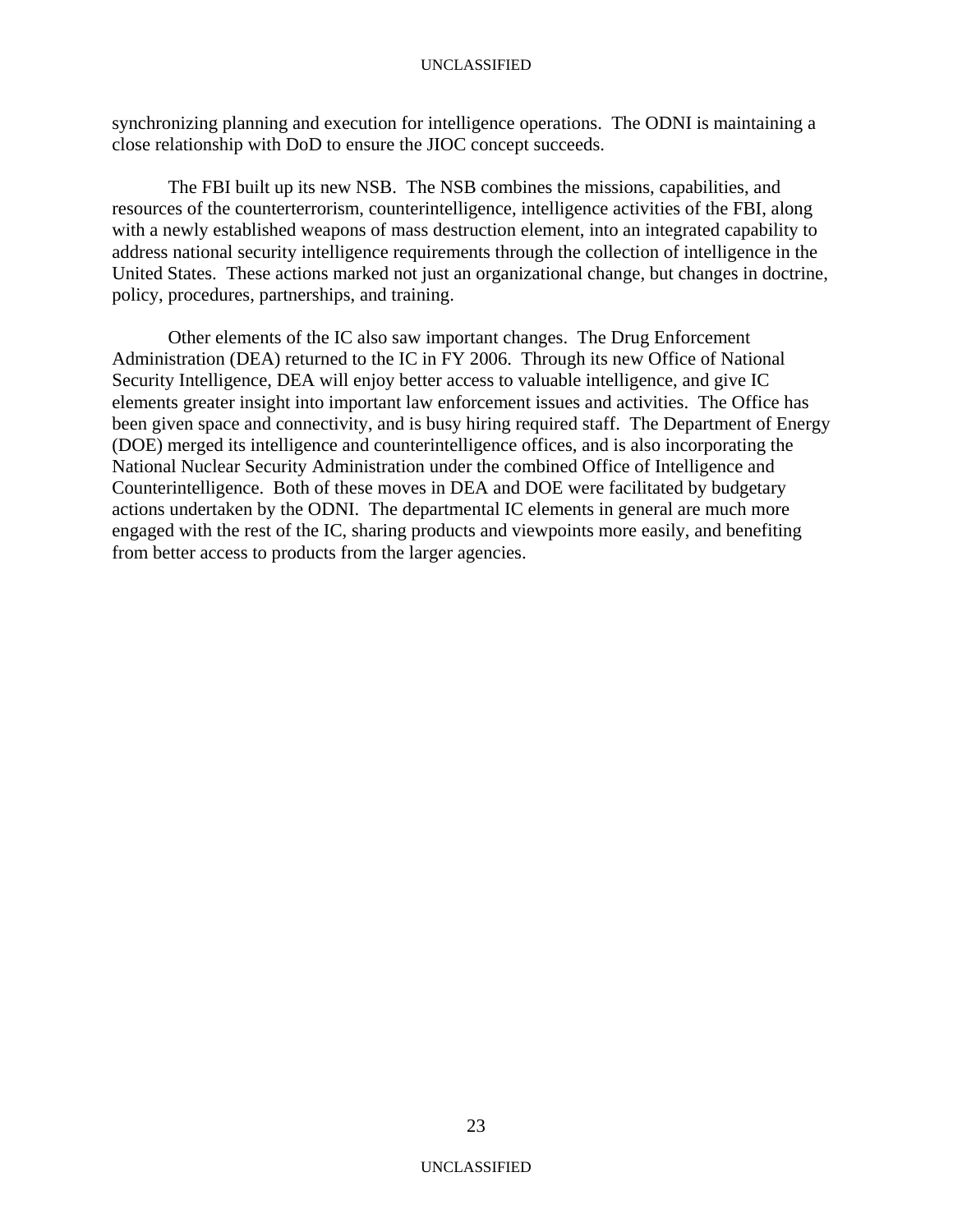synchronizing planning and execution for intelligence operations. The ODNI is maintaining a close relationship with DoD to ensure the JIOC concept succeeds.

The FBI built up its new NSB. The NSB combines the missions, capabilities, and resources of the counterterrorism, counterintelligence, intelligence activities of the FBI, along with a newly established weapons of mass destruction element, into an integrated capability to address national security intelligence requirements through the collection of intelligence in the United States. These actions marked not just an organizational change, but changes in doctrine, policy, procedures, partnerships, and training.

Other elements of the IC also saw important changes. The Drug Enforcement Administration (DEA) returned to the IC in FY 2006. Through its new Office of National Security Intelligence, DEA will enjoy better access to valuable intelligence, and give IC elements greater insight into important law enforcement issues and activities. The Office has been given space and connectivity, and is busy hiring required staff. The Department of Energy (DOE) merged its intelligence and counterintelligence offices, and is also incorporating the National Nuclear Security Administration under the combined Office of Intelligence and Counterintelligence. Both of these moves in DEA and DOE were facilitated by budgetary actions undertaken by the ODNI. The departmental IC elements in general are much more engaged with the rest of the IC, sharing products and viewpoints more easily, and benefiting from better access to products from the larger agencies.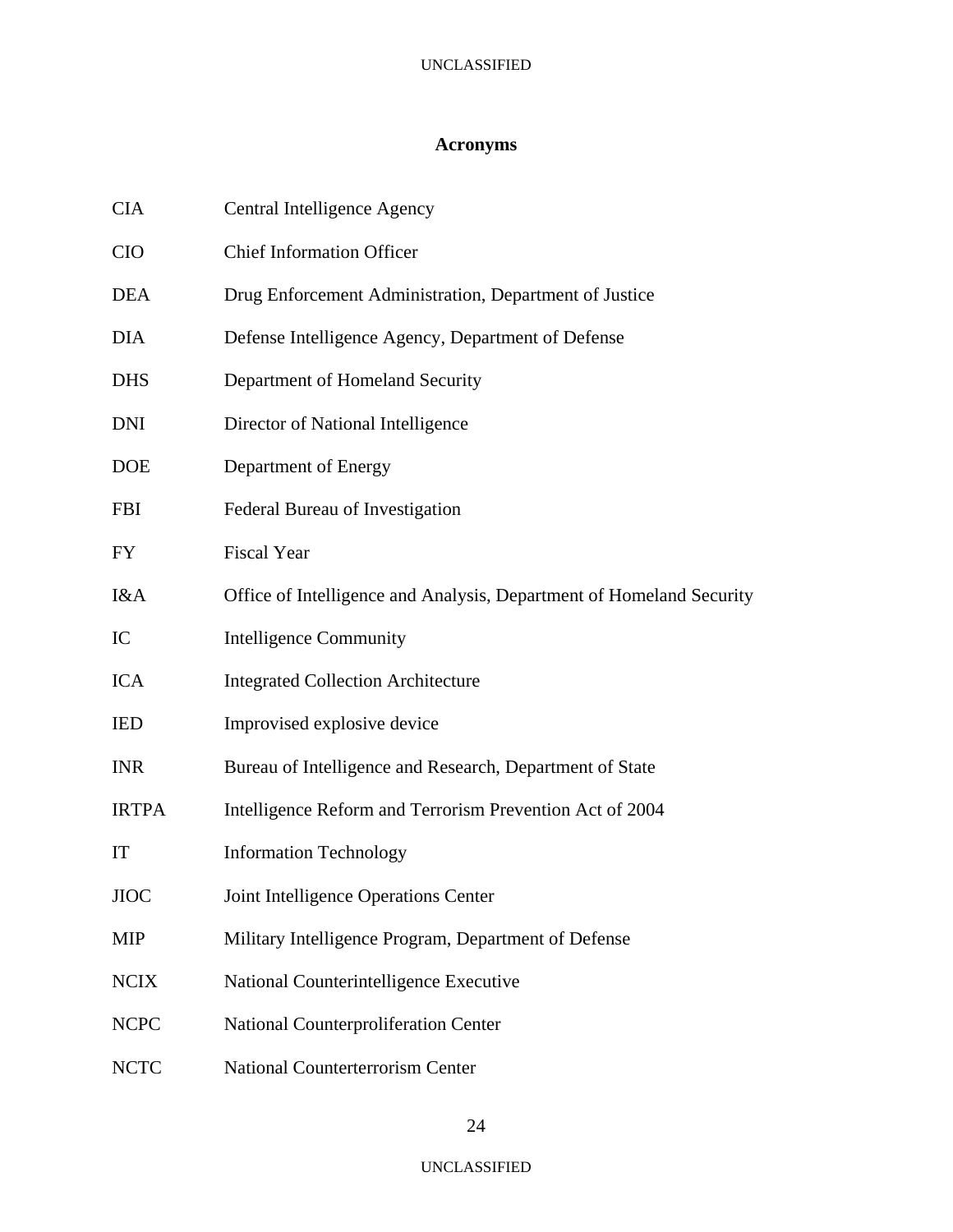## Acronyms

| | |
|---|---|
| CIA | Central Intelligence Agency |
| CIO | Chief Information Officer |
| DEA | Drug Enforcement Administration, Department of Justice |
| DIA | Defense Intelligence Agency, Department of Defense |
| DHS | Department of Homeland Security |
| DNI | Director of National Intelligence |
| DOE | Department of Energy |
| FBI | Federal Bureau of Investigation |
| FY | Fiscal Year |
| I&A | Office of Intelligence and Analysis, Department of Homeland Security |
| IC | Intelligence Community |
| ICA | Integrated Collection Architecture |
| IED | Improvised explosive device |
| INR | Bureau of Intelligence and Research, Department of State |
| IRTPA | Intelligence Reform and Terrorism Prevention Act of 2004 |
| IT | Information Technology |
| JIOC | Joint Intelligence Operations Center |
| MIP | Military Intelligence Program, Department of Defense |
| NCIX | National Counterintelligence Executive |
| NCPC | National Counterproliferation Center |
| NCTC | National Counterterrorism Center |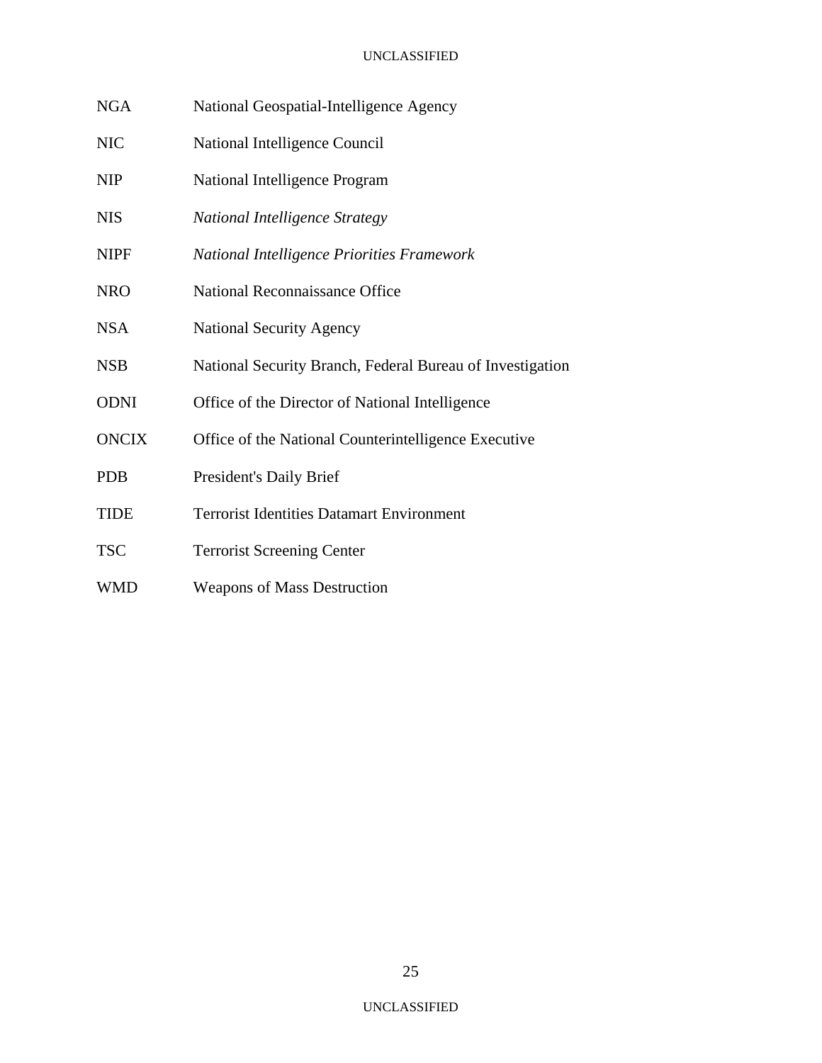| | |
|---|---|
| NGA | National Geospatial-Intelligence Agency |
| NIC | National Intelligence Council |
| NIP | National Intelligence Program |
| NIS | *National Intelligence Strategy* |
| NIPF | *National Intelligence Priorities Framework* |
| NRO | National Reconnaissance Office |
| NSA | National Security Agency |
| NSB | National Security Branch, Federal Bureau of Investigation |
| ODNI | Office of the Director of National Intelligence |
| ONCIX | Office of the National Counterintelligence Executive |
| PDB | President's Daily Brief |
| TIDE | Terrorist Identities Datamart Environment |
| TSC | Terrorist Screening Center |
| WMD | Weapons of Mass Destruction |